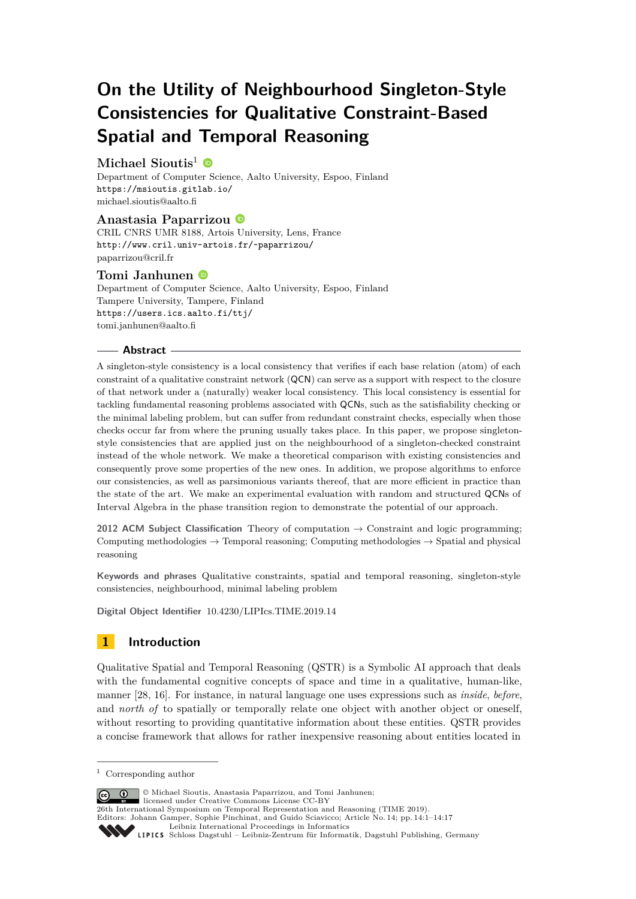# On the Utility of Neighbourhood Singleton-Style Consistencies for Qualitative Constraint-Based Spatial and Temporal Reasoning

**Michael Sioutis**[1]

Department of Computer Science, Aalto University, Espoo, Finland
https://msioutis.gitlab.io/
michael.sioutis@aalto.fi

**Anastasia Paparrizou**

CRIL CNRS UMR 8188, Artois University, Lens, France
http://www.cril.univ-artois.fr/~paparrizou/
paparrizou@cril.fr

**Tomi Janhunen**

Department of Computer Science, Aalto University, Espoo, Finland
Tampere University, Tampere, Finland
https://users.ics.aalto.fi/ttj/
tomi.janhunen@aalto.fi

## Abstract

A singleton-style consistency is a local consistency that verifies if each base relation (atom) of each constraint of a qualitative constraint network (QCN) can serve as a support with respect to the closure of that network under a (naturally) weaker local consistency. This local consistency is essential for tackling fundamental reasoning problems associated with QCNs, such as the satisfiability checking or the minimal labeling problem, but can suffer from redundant constraint checks, especially when those checks occur far from where the pruning usually takes place. In this paper, we propose singleton-style consistencies that are applied just on the neighbourhood of a singleton-checked constraint instead of the whole network. We make a theoretical comparison with existing consistencies and consequently prove some properties of the new ones. In addition, we propose algorithms to enforce our consistencies, as well as parsimonious variants thereof, that are more efficient in practice than the state of the art. We make an experimental evaluation with random and structured QCNs of Interval Algebra in the phase transition region to demonstrate the potential of our approach.

**2012 ACM Subject Classification** Theory of computation → Constraint and logic programming; Computing methodologies → Temporal reasoning; Computing methodologies → Spatial and physical reasoning

**Keywords and phrases** Qualitative constraints, spatial and temporal reasoning, singleton-style consistencies, neighbourhood, minimal labeling problem

**Digital Object Identifier** 10.4230/LIPIcs.TIME.2019.14

## 1 Introduction

Qualitative Spatial and Temporal Reasoning (QSTR) is a Symbolic AI approach that deals with the fundamental cognitive concepts of space and time in a qualitative, human-like, manner [28, 16]. For instance, in natural language one uses expressions such as *inside*, *before*, and *north of* to spatially or temporally relate one object with another object or oneself, without resorting to providing quantitative information about these entities. QSTR provides a concise framework that allows for rather inexpensive reasoning about entities located in

[1] Corresponding author

© Michael Sioutis, Anastasia Paparrizou, and Tomi Janhunen; licensed under Creative Commons License CC-BY
26th International Symposium on Temporal Representation and Reasoning (TIME 2019).
Editors: Johann Gamper, Sophie Pinchinat, and Guido Sciavicco; Article No. 14; pp. 14:1–14:17
Leibniz International Proceedings in Informatics
Schloss Dagstuhl – Leibniz-Zentrum für Informatik, Dagstuhl Publishing, Germany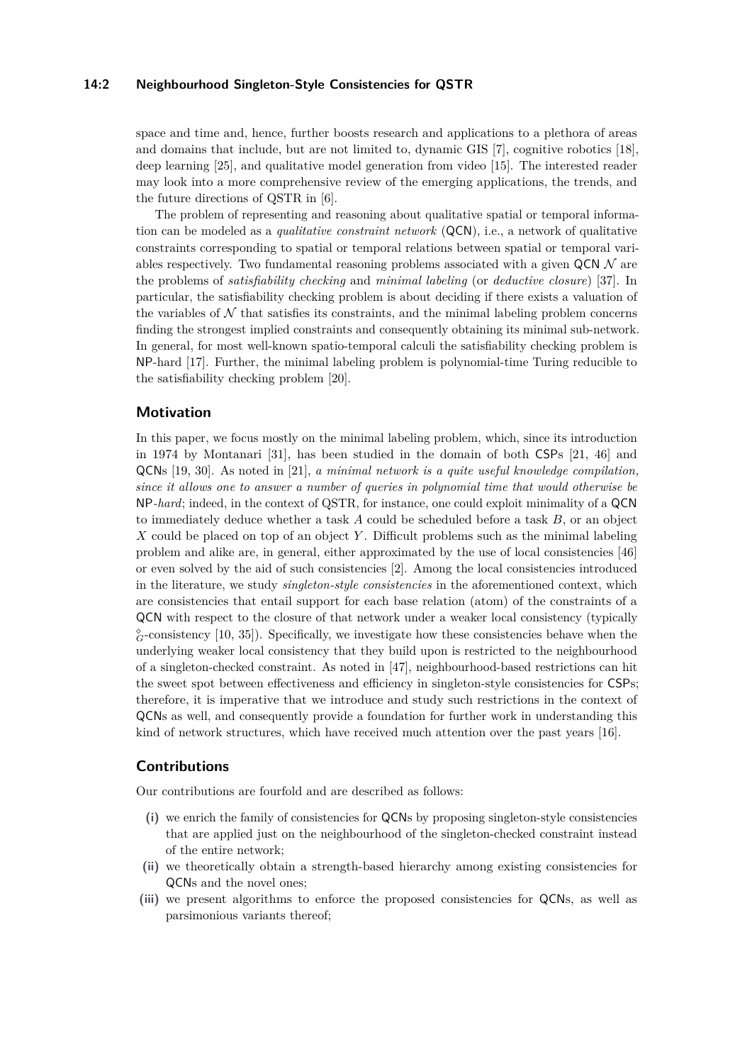space and time and, hence, further boosts research and applications to a plethora of areas and domains that include, but are not limited to, dynamic GIS [7], cognitive robotics [18], deep learning [25], and qualitative model generation from video [15]. The interested reader may look into a more comprehensive review of the emerging applications, the trends, and the future directions of QSTR in [6].

The problem of representing and reasoning about qualitative spatial or temporal information can be modeled as a *qualitative constraint network* (QCN), i.e., a network of qualitative constraints corresponding to spatial or temporal relations between spatial or temporal variables respectively. Two fundamental reasoning problems associated with a given QCN $\mathcal{N}$ are the problems of *satisfiability checking* and *minimal labeling* (or *deductive closure*) [37]. In particular, the satisfiability checking problem is about deciding if there exists a valuation of the variables of $\mathcal{N}$ that satisfies its constraints, and the minimal labeling problem concerns finding the strongest implied constraints and consequently obtaining its minimal sub-network. In general, for most well-known spatio-temporal calculi the satisfiability checking problem is NP-hard [17]. Further, the minimal labeling problem is polynomial-time Turing reducible to the satisfiability checking problem [20].

## Motivation

In this paper, we focus mostly on the minimal labeling problem, which, since its introduction in 1974 by Montanari [31], has been studied in the domain of both CSPs [21, 46] and QCNs [19, 30]. As noted in [21], *a minimal network is a quite useful knowledge compilation, since it allows one to answer a number of queries in polynomial time that would otherwise be* NP*-hard*; indeed, in the context of QSTR, for instance, one could exploit minimality of a QCN to immediately deduce whether a task $A$ could be scheduled before a task $B$, or an object $X$ could be placed on top of an object $Y$. Difficult problems such as the minimal labeling problem and alike are, in general, either approximated by the use of local consistencies [46] or even solved by the aid of such consistencies [2]. Among the local consistencies introduced in the literature, we study *singleton-style consistencies* in the aforementioned context, which are consistencies that entail support for each base relation (atom) of the constraints of a QCN with respect to the closure of that network under a weaker local consistency (typically $\diamond_G$-consistency [10, 35]). Specifically, we investigate how these consistencies behave when the underlying weaker local consistency that they build upon is restricted to the neighbourhood of a singleton-checked constraint. As noted in [47], neighbourhood-based restrictions can hit the sweet spot between effectiveness and efficiency in singleton-style consistencies for CSPs; therefore, it is imperative that we introduce and study such restrictions in the context of QCNs as well, and consequently provide a foundation for further work in understanding this kind of network structures, which have received much attention over the past years [16].

## Contributions

Our contributions are fourfold and are described as follows:

- **(i)** we enrich the family of consistencies for QCNs by proposing singleton-style consistencies that are applied just on the neighbourhood of the singleton-checked constraint instead of the entire network;
- **(ii)** we theoretically obtain a strength-based hierarchy among existing consistencies for QCNs and the novel ones;
- **(iii)** we present algorithms to enforce the proposed consistencies for QCNs, as well as parsimonious variants thereof;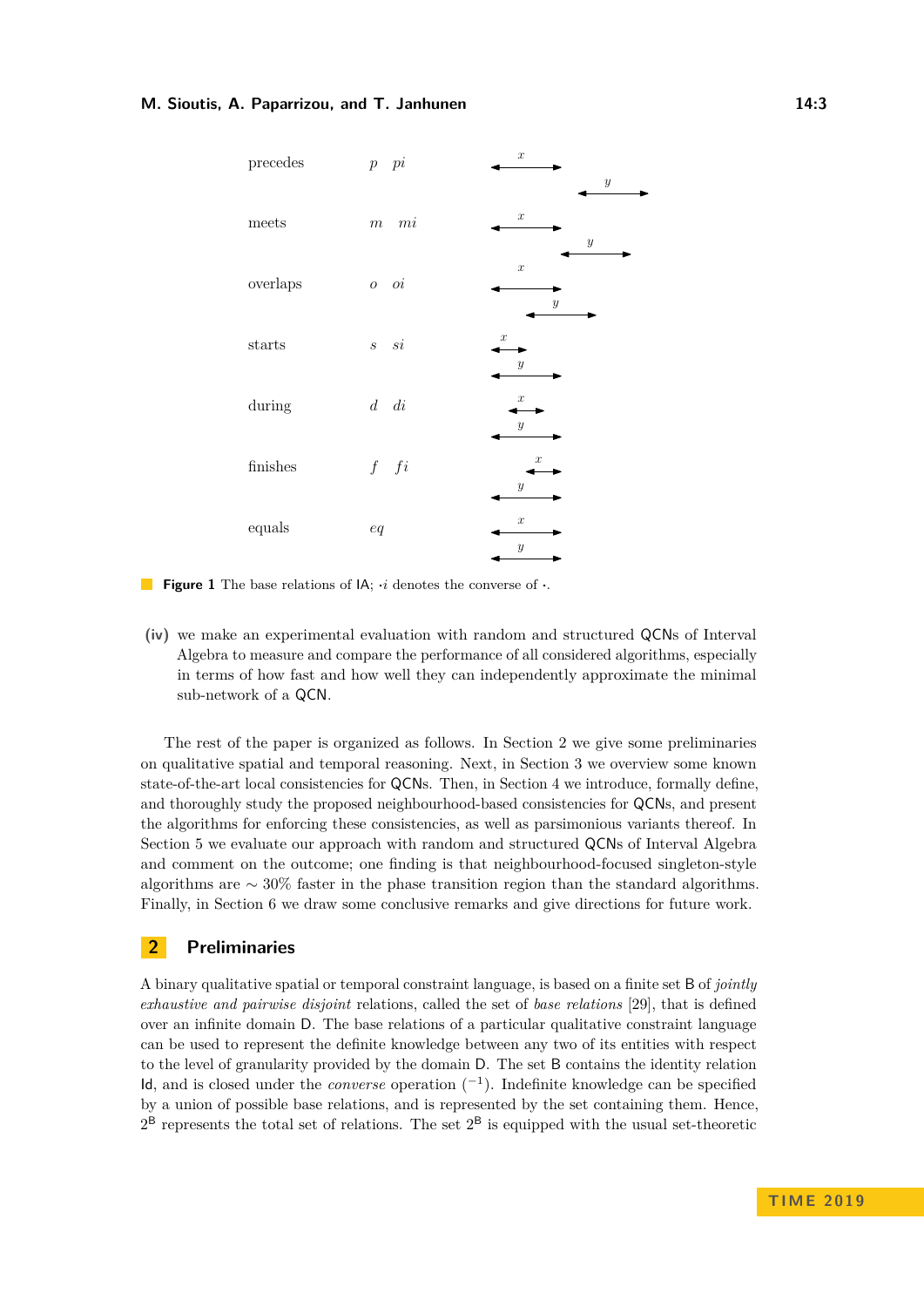| | | |
|---|---|---|
| precedes | $p$ $pi$ | |
| meets | $m$ $mi$ | |
| overlaps | $o$ $oi$ | |
| starts | $s$ $si$ | |
| during | $d$ $di$ | |
| finishes | $f$ $fi$ | |
| equals | $eq$ | |

**Figure 1** The base relations of IA; $\cdot i$ denotes the converse of $\cdot$.

**(iv)** we make an experimental evaluation with random and structured QCNs of Interval Algebra to measure and compare the performance of all considered algorithms, especially in terms of how fast and how well they can independently approximate the minimal sub-network of a QCN.

The rest of the paper is organized as follows. In Section 2 we give some preliminaries on qualitative spatial and temporal reasoning. Next, in Section 3 we overview some known state-of-the-art local consistencies for QCNs. Then, in Section 4 we introduce, formally define, and thoroughly study the proposed neighbourhood-based consistencies for QCNs, and present the algorithms for enforcing these consistencies, as well as parsimonious variants thereof. In Section 5 we evaluate our approach with random and structured QCNs of Interval Algebra and comment on the outcome; one finding is that neighbourhood-focused singleton-style algorithms are $\sim 30\%$ faster in the phase transition region than the standard algorithms. Finally, in Section 6 we draw some conclusive remarks and give directions for future work.

## 2 Preliminaries

A binary qualitative spatial or temporal constraint language, is based on a finite set B of *jointly exhaustive and pairwise disjoint* relations, called the set of *base relations* [29], that is defined over an infinite domain D. The base relations of a particular qualitative constraint language can be used to represent the definite knowledge between any two of its entities with respect to the level of granularity provided by the domain D. The set B contains the identity relation Id, and is closed under the *converse* operation ($^{-1}$). Indefinite knowledge can be specified by a union of possible base relations, and is represented by the set containing them. Hence, $2^{\mathsf{B}}$ represents the total set of relations. The set $2^{\mathsf{B}}$ is equipped with the usual set-theoretic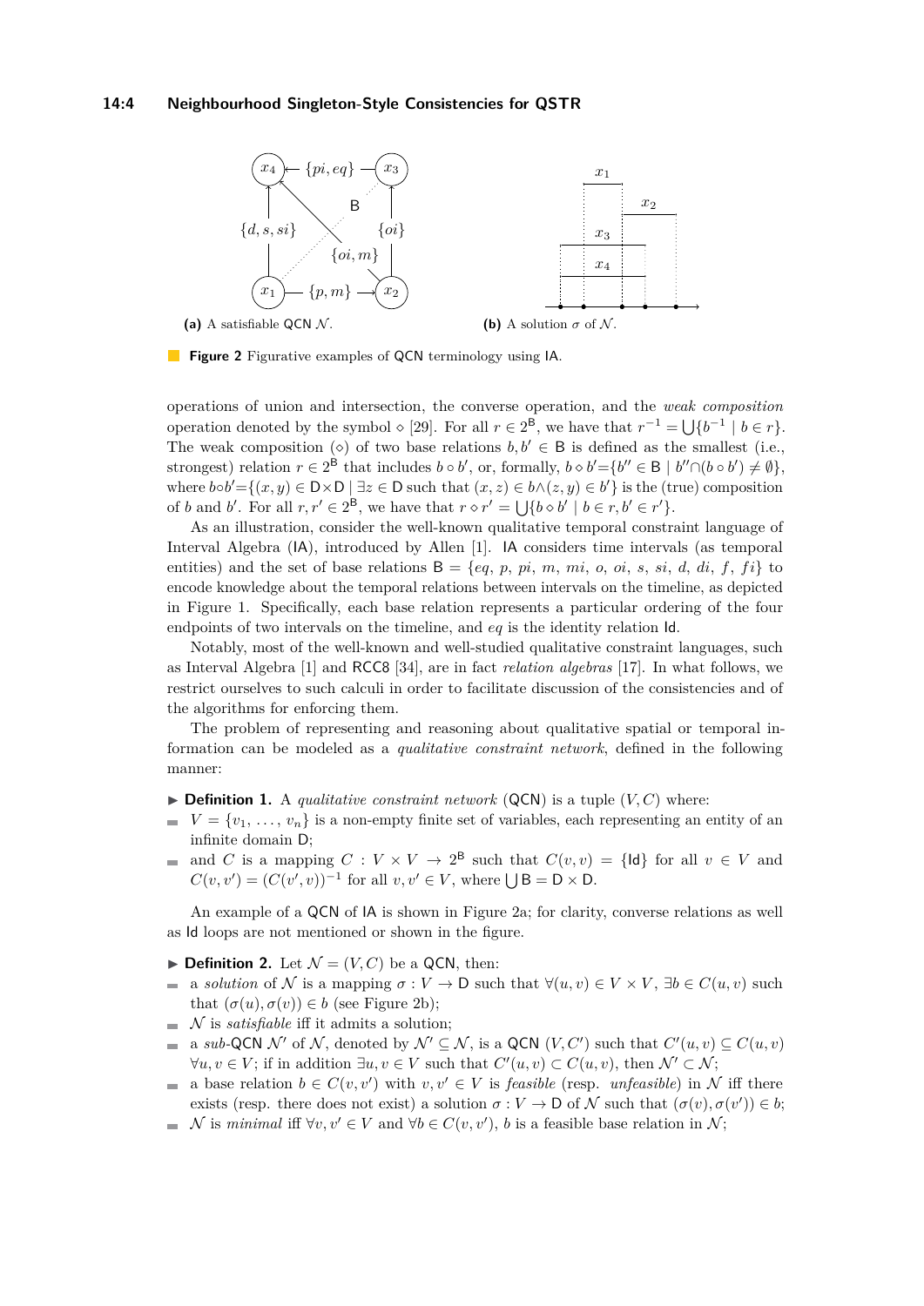**(a)** A satisfiable QCN $\mathcal{N}$.

**(b)** A solution $\sigma$ of $\mathcal{N}$.

**Figure 2** Figurative examples of QCN terminology using IA.

operations of union and intersection, the converse operation, and the *weak composition* operation denoted by the symbol $\diamond$ [29]. For all $r \in 2^{\mathsf{B}}$, we have that $r^{-1} = \bigcup\{b^{-1} \mid b \in r\}$. The weak composition ($\diamond$) of two base relations $b, b' \in \mathsf{B}$ is defined as the smallest (i.e., strongest) relation $r \in 2^{\mathsf{B}}$ that includes $b \circ b'$, or, formally, $b \diamond b' = \{b'' \in \mathsf{B} \mid b'' \cap (b \circ b') \neq \emptyset\}$, where $b \circ b' = \{(x, y) \in \mathsf{D} \times \mathsf{D} \mid \exists z \in \mathsf{D}$ such that $(x, z) \in b \wedge (z, y) \in b'\}$ is the (true) composition of $b$ and $b'$. For all $r, r' \in 2^{\mathsf{B}}$, we have that $r \diamond r' = \bigcup\{b \diamond b' \mid b \in r, b' \in r'\}$.

As an illustration, consider the well-known qualitative temporal constraint language of Interval Algebra (IA), introduced by Allen [1]. IA considers time intervals (as temporal entities) and the set of base relations $\mathsf{B} = \{eq, p, pi, m, mi, o, oi, s, si, d, di, f, fi\}$ to encode knowledge about the temporal relations between intervals on the timeline, as depicted in Figure 1. Specifically, each base relation represents a particular ordering of the four endpoints of two intervals on the timeline, and $eq$ is the identity relation $\mathsf{Id}$.

Notably, most of the well-known and well-studied qualitative constraint languages, such as Interval Algebra [1] and RCC8 [34], are in fact *relation algebras* [17]. In what follows, we restrict ourselves to such calculi in order to facilitate discussion of the consistencies and of the algorithms for enforcing them.

The problem of representing and reasoning about qualitative spatial or temporal information can be modeled as a *qualitative constraint network*, defined in the following manner:

▶ **Definition 1.** A *qualitative constraint network* (QCN) is a tuple $(V, C)$ where:

- $V = \{v_1, \ldots, v_n\}$ is a non-empty finite set of variables, each representing an entity of an infinite domain $\mathsf{D}$;
- and $C$ is a mapping $C : V \times V \to 2^{\mathsf{B}}$ such that $C(v, v) = \{\mathsf{Id}\}$ for all $v \in V$ and $C(v, v') = (C(v', v))^{-1}$ for all $v, v' \in V$, where $\bigcup \mathsf{B} = \mathsf{D} \times \mathsf{D}$.

An example of a QCN of IA is shown in Figure 2a; for clarity, converse relations as well as $\mathsf{Id}$ loops are not mentioned or shown in the figure.

▶ **Definition 2.** Let $\mathcal{N} = (V, C)$ be a QCN, then:

- a *solution* of $\mathcal{N}$ is a mapping $\sigma : V \to \mathsf{D}$ such that $\forall (u, v) \in V \times V$, $\exists b \in C(u, v)$ such that $(\sigma(u), \sigma(v)) \in b$ (see Figure 2b);
- $\mathcal{N}$ is *satisfiable* iff it admits a solution;
- a *sub*-QCN $\mathcal{N}'$ of $\mathcal{N}$, denoted by $\mathcal{N}' \subseteq \mathcal{N}$, is a QCN $(V, C')$ such that $C'(u, v) \subseteq C(u, v)$ $\forall u, v \in V$; if in addition $\exists u, v \in V$ such that $C'(u, v) \subset C(u, v)$, then $\mathcal{N}' \subset \mathcal{N}$;
- a base relation $b \in C(v, v')$ with $v, v' \in V$ is *feasible* (resp. *unfeasible*) in $\mathcal{N}$ iff there exists (resp. there does not exist) a solution $\sigma : V \to \mathsf{D}$ of $\mathcal{N}$ such that $(\sigma(v), \sigma(v')) \in b$;
- $\mathcal{N}$ is *minimal* iff $\forall v, v' \in V$ and $\forall b \in C(v, v')$, $b$ is a feasible base relation in $\mathcal{N}$;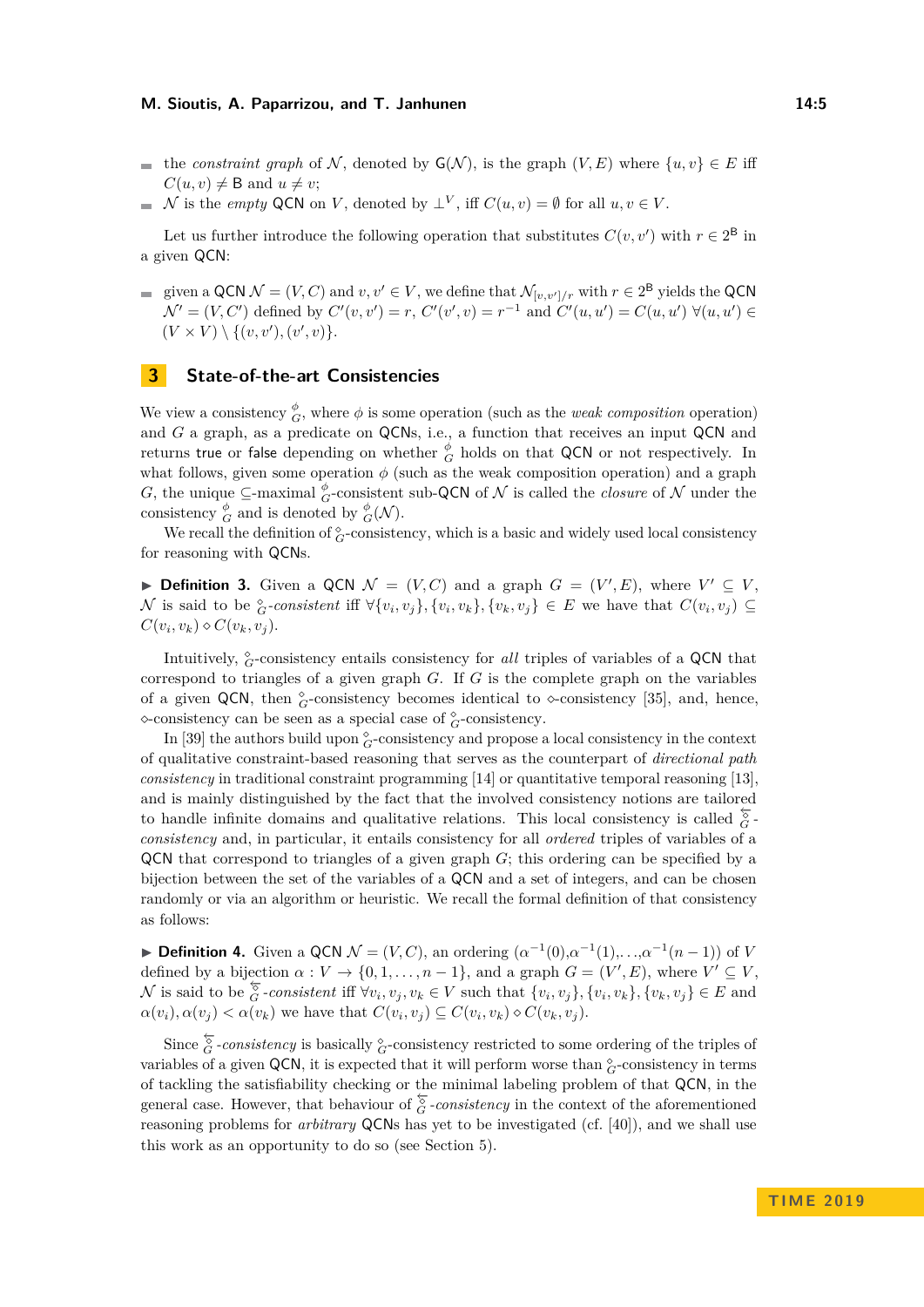- the *constraint graph* of $\mathcal{N}$, denoted by $\mathsf{G}(\mathcal{N})$, is the graph $(V, E)$ where $\{u, v\} \in E$ iff $C(u, v) \neq \mathsf{B}$ and $u \neq v$;
- $\mathcal{N}$ is the *empty* QCN on $V$, denoted by $\bot^V$, iff $C(u, v) = \emptyset$ for all $u, v \in V$.

Let us further introduce the following operation that substitutes $C(v, v')$ with $r \in 2^{\mathsf{B}}$ in a given QCN:

- given a QCN $\mathcal{N} = (V, C)$ and $v, v' \in V$, we define that $\mathcal{N}_{[v,v']/r}$ with $r \in 2^{\mathsf{B}}$ yields the QCN $\mathcal{N}' = (V, C')$ defined by $C'(v, v') = r$, $C'(v', v) = r^{-1}$ and $C'(u, u') = C(u, u')$ $\forall (u, u') \in (V \times V) \setminus \{(v, v'), (v', v)\}$.

## 3 State-of-the-art Consistencies

We view a consistency $\overset{\phi}{G}$, where $\phi$ is some operation (such as the *weak composition* operation) and $G$ a graph, as a predicate on QCNs, i.e., a function that receives an input QCN and returns true or false depending on whether $\overset{\phi}{G}$ holds on that QCN or not respectively. In what follows, given some operation $\phi$ (such as the weak composition operation) and a graph $G$, the unique $\subseteq$-maximal $\overset{\phi}{G}$-consistent sub-QCN of $\mathcal{N}$ is called the *closure* of $\mathcal{N}$ under the consistency $\overset{\phi}{G}$ and is denoted by $\overset{\phi}{G}(\mathcal{N})$.

We recall the definition of $\overset{\diamond}{G}$-consistency, which is a basic and widely used local consistency for reasoning with QCNs.

▶ **Definition 3.** Given a QCN $\mathcal{N} = (V, C)$ and a graph $G = (V', E)$, where $V' \subseteq V$, $\mathcal{N}$ is said to be $\overset{\diamond}{G}$*-consistent* iff $\forall \{v_i, v_j\}, \{v_i, v_k\}, \{v_k, v_j\} \in E$ we have that $C(v_i, v_j) \subseteq C(v_i, v_k) \diamond C(v_k, v_j)$.

Intuitively, $\overset{\diamond}{G}$-consistency entails consistency for *all* triples of variables of a QCN that correspond to triangles of a given graph $G$. If $G$ is the complete graph on the variables of a given QCN, then $\overset{\diamond}{G}$-consistency becomes identical to $\diamond$-consistency [35], and, hence, $\diamond$-consistency can be seen as a special case of $\overset{\diamond}{G}$-consistency.

In [39] the authors build upon $\overset{\diamond}{G}$-consistency and propose a local consistency in the context of qualitative constraint-based reasoning that serves as the counterpart of *directional path consistency* in traditional constraint programming [14] or quantitative temporal reasoning [13], and is mainly distinguished by the fact that the involved consistency notions are tailored to handle infinite domains and qualitative relations. This local consistency is called $\overset{\overleftarrow{\diamond}}{G}$*-consistency* and, in particular, it entails consistency for all *ordered* triples of variables of a QCN that correspond to triangles of a given graph $G$; this ordering can be specified by a bijection between the set of the variables of a QCN and a set of integers, and can be chosen randomly or via an algorithm or heuristic. We recall the formal definition of that consistency as follows:

▶ **Definition 4.** Given a QCN $\mathcal{N} = (V, C)$, an ordering $(\alpha^{-1}(0), \alpha^{-1}(1), \ldots, \alpha^{-1}(n-1))$ of $V$ defined by a bijection $\alpha : V \to \{0, 1, \ldots, n-1\}$, and a graph $G = (V', E)$, where $V' \subseteq V$, $\mathcal{N}$ is said to be $\overset{\overleftarrow{\diamond}}{G}$*-consistent* iff $\forall v_i, v_j, v_k \in V$ such that $\{v_i, v_j\}, \{v_i, v_k\}, \{v_k, v_j\} \in E$ and $\alpha(v_i), \alpha(v_j) < \alpha(v_k)$ we have that $C(v_i, v_j) \subseteq C(v_i, v_k) \diamond C(v_k, v_j)$.

Since $\overset{\overleftarrow{\diamond}}{G}$*-consistency* is basically $\overset{\diamond}{G}$-consistency restricted to some ordering of the triples of variables of a given QCN, it is expected that it will perform worse than $\overset{\diamond}{G}$-consistency in terms of tackling the satisfiability checking or the minimal labeling problem of that QCN, in the general case. However, that behaviour of $\overset{\overleftarrow{\diamond}}{G}$*-consistency* in the context of the aforementioned reasoning problems for *arbitrary* QCNs has yet to be investigated (cf. [40]), and we shall use this work as an opportunity to do so (see Section 5).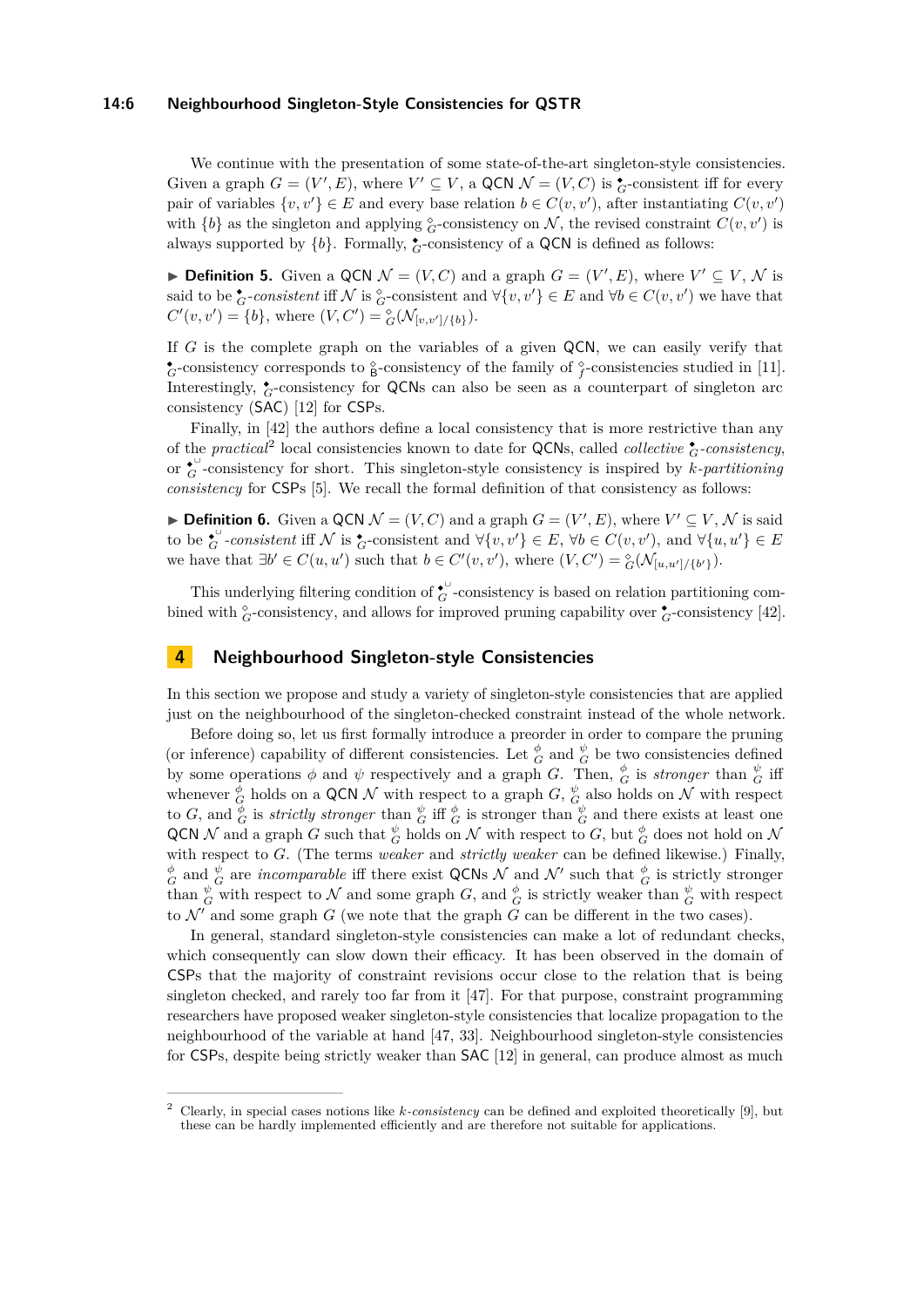We continue with the presentation of some state-of-the-art singleton-style consistencies. Given a graph $G = (V', E)$, where $V' \subseteq V$, a QCN $\mathcal{N} = (V, C)$ is $\overset{\bullet}{_G}$-consistent iff for every pair of variables $\{v, v'\} \in E$ and every base relation $b \in C(v, v')$, after instantiating $C(v, v')$ with $\{b\}$ as the singleton and applying $\overset{\diamond}{_G}$-consistency on $\mathcal{N}$, the revised constraint $C(v, v')$ is always supported by $\{b\}$. Formally, $\overset{\bullet}{_G}$-consistency of a QCN is defined as follows:

▶ **Definition 5.** Given a QCN $\mathcal{N} = (V, C)$ and a graph $G = (V', E)$, where $V' \subseteq V$, $\mathcal{N}$ is said to be $\overset{\bullet}{_G}$*-consistent* iff $\mathcal{N}$ is $\overset{\diamond}{_G}$-consistent and $\forall \{v, v'\} \in E$ and $\forall b \in C(v, v')$ we have that $C'(v, v') = \{b\}$, where $(V, C') = \overset{\diamond}{_G}(\mathcal{N}_{[v,v']/\{b\}})$.

If $G$ is the complete graph on the variables of a given QCN, we can easily verify that $\overset{\bullet}{_G}$-consistency corresponds to $\overset{\diamond}{_\mathsf{B}}$-consistency of the family of $\overset{\diamond}{_f}$-consistencies studied in [11]. Interestingly, $\overset{\bullet}{_G}$-consistency for QCNs can also be seen as a counterpart of singleton arc consistency (SAC) [12] for CSPs.

Finally, in [42] the authors define a local consistency that is more restrictive than any of the *practical*[2] local consistencies known to date for QCNs, called *collective* $\overset{\bullet}{_G}$*-consistency*, or $\overset{\bullet\cup}{_G}$-consistency for short. This singleton-style consistency is inspired by $k$*-partitioning consistency* for CSPs [5]. We recall the formal definition of that consistency as follows:

▶ **Definition 6.** Given a QCN $\mathcal{N} = (V, C)$ and a graph $G = (V', E)$, where $V' \subseteq V$, $\mathcal{N}$ is said to be $\overset{\bullet\cup}{_G}$*-consistent* iff $\mathcal{N}$ is $\overset{\bullet}{_G}$-consistent and $\forall \{v, v'\} \in E$, $\forall b \in C(v, v')$, and $\forall \{u, u'\} \in E$ we have that $\exists b' \in C(u, u')$ such that $b \in C'(v, v')$, where $(V, C') = \overset{\diamond}{_G}(\mathcal{N}_{[u,u']/\{b'\}})$.

This underlying filtering condition of $\overset{\bullet\cup}{_G}$-consistency is based on relation partitioning combined with $\overset{\diamond}{_G}$-consistency, and allows for improved pruning capability over $\overset{\bullet}{_G}$-consistency [42].

## 4 Neighbourhood Singleton-style Consistencies

In this section we propose and study a variety of singleton-style consistencies that are applied just on the neighbourhood of the singleton-checked constraint instead of the whole network.

Before doing so, let us first formally introduce a preorder in order to compare the pruning (or inference) capability of different consistencies. Let $\overset{\phi}{_G}$ and $\overset{\psi}{_G}$ be two consistencies defined by some operations $\phi$ and $\psi$ respectively and a graph $G$. Then, $\overset{\phi}{_G}$ is *stronger* than $\overset{\psi}{_G}$ iff whenever $\overset{\phi}{_G}$ holds on a QCN $\mathcal{N}$ with respect to a graph $G$, $\overset{\psi}{_G}$ also holds on $\mathcal{N}$ with respect to $G$, and $\overset{\phi}{_G}$ is *strictly stronger* than $\overset{\psi}{_G}$ iff $\overset{\phi}{_G}$ is stronger than $\overset{\psi}{_G}$ and there exists at least one QCN $\mathcal{N}$ and a graph $G$ such that $\overset{\psi}{_G}$ holds on $\mathcal{N}$ with respect to $G$, but $\overset{\phi}{_G}$ does not hold on $\mathcal{N}$ with respect to $G$. (The terms *weaker* and *strictly weaker* can be defined likewise.) Finally, $\overset{\phi}{_G}$ and $\overset{\psi}{_G}$ are *incomparable* iff there exist QCNs $\mathcal{N}$ and $\mathcal{N}'$ such that $\overset{\phi}{_G}$ is strictly stronger than $\overset{\psi}{_G}$ with respect to $\mathcal{N}$ and some graph $G$, and $\overset{\phi}{_G}$ is strictly weaker than $\overset{\psi}{_G}$ with respect to $\mathcal{N}'$ and some graph $G$ (we note that the graph $G$ can be different in the two cases).

In general, standard singleton-style consistencies can make a lot of redundant checks, which consequently can slow down their efficacy. It has been observed in the domain of CSPs that the majority of constraint revisions occur close to the relation that is being singleton checked, and rarely too far from it [47]. For that purpose, constraint programming researchers have proposed weaker singleton-style consistencies that localize propagation to the neighbourhood of the variable at hand [47, 33]. Neighbourhood singleton-style consistencies for CSPs, despite being strictly weaker than SAC [12] in general, can produce almost as much

[2] Clearly, in special cases notions like $k$*-consistency* can be defined and exploited theoretically [9], but these can be hardly implemented efficiently and are therefore not suitable for applications.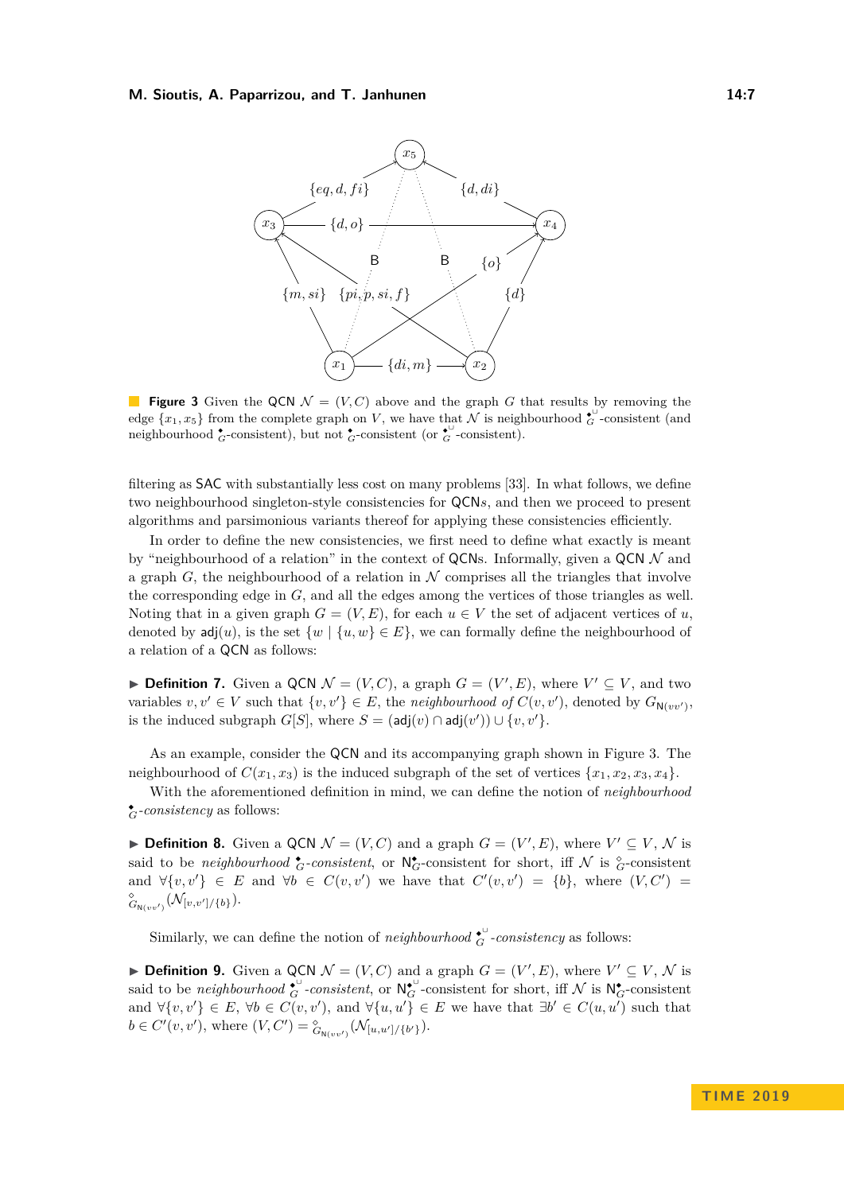**Figure 3** Given the QCN $\mathcal{N} = (V, C)$ above and the graph $G$ that results by removing the edge $\{x_1, x_5\}$ from the complete graph on $V$, we have that $\mathcal{N}$ is neighbourhood $\overset{\bullet}{\diamond}{}^{\cup}_{G}$-consistent (and neighbourhood $\overset{\bullet}{\diamond}_{G}$-consistent), but not $\overset{\bullet}{\diamond}_{G}$-consistent (or $\overset{\bullet}{\diamond}{}^{\cup}_{G}$-consistent).

filtering as SAC with substantially less cost on many problems [33]. In what follows, we define two neighbourhood singleton-style consistencies for QCNs, and then we proceed to present algorithms and parsimonious variants thereof for applying these consistencies efficiently.

In order to define the new consistencies, we first need to define what exactly is meant by "neighbourhood of a relation" in the context of QCNs. Informally, given a QCN $\mathcal{N}$ and a graph $G$, the neighbourhood of a relation in $\mathcal{N}$ comprises all the triangles that involve the corresponding edge in $G$, and all the edges among the vertices of those triangles as well. Noting that in a given graph $G = (V, E)$, for each $u \in V$ the set of adjacent vertices of $u$, denoted by $\mathsf{adj}(u)$, is the set $\{w \mid \{u, w\} \in E\}$, we can formally define the neighbourhood of a relation of a QCN as follows:

▶ **Definition 7.** Given a QCN $\mathcal{N} = (V, C)$, a graph $G = (V', E)$, where $V' \subseteq V$, and two variables $v, v' \in V$ such that $\{v, v'\} \in E$, the *neighbourhood of* $C(v, v')$, denoted by $G_{\mathsf{N}(vv')}$, is the induced subgraph $G[S]$, where $S = (\mathsf{adj}(v) \cap \mathsf{adj}(v')) \cup \{v, v'\}$.

As an example, consider the QCN and its accompanying graph shown in Figure 3. The neighbourhood of $C(x_1, x_3)$ is the induced subgraph of the set of vertices $\{x_1, x_2, x_3, x_4\}$.

With the aforementioned definition in mind, we can define the notion of *neighbourhood* $\overset{\bullet}{\diamond}_{G}$*-consistency* as follows:

▶ **Definition 8.** Given a QCN $\mathcal{N} = (V, C)$ and a graph $G = (V', E)$, where $V' \subseteq V$, $\mathcal{N}$ is said to be *neighbourhood* $\overset{\bullet}{\diamond}_{G}$*-consistent*, or $\mathsf{N}\overset{\bullet}{\diamond}_{G}$-consistent for short, iff $\mathcal{N}$ is $\diamond_{G}$-consistent and $\forall \{v, v'\} \in E$ and $\forall b \in C(v, v')$ we have that $C'(v, v') = \{b\}$, where $(V, C') = \diamond_{G_{\mathsf{N}(vv')}}(\mathcal{N}_{[v,v']/\{b\}})$.

Similarly, we can define the notion of *neighbourhood* $\overset{\bullet}{\diamond}{}^{\cup}_{G}$*-consistency* as follows:

▶ **Definition 9.** Given a QCN $\mathcal{N} = (V, C)$ and a graph $G = (V', E)$, where $V' \subseteq V$, $\mathcal{N}$ is said to be *neighbourhood* $\overset{\bullet}{\diamond}{}^{\cup}_{G}$*-consistent*, or $\mathsf{N}\overset{\bullet}{\diamond}{}^{\cup}_{G}$-consistent for short, iff $\mathcal{N}$ is $\mathsf{N}\overset{\bullet}{\diamond}_{G}$-consistent and $\forall \{v, v'\} \in E$, $\forall b \in C(v, v')$, and $\forall \{u, u'\} \in E$ we have that $\exists b' \in C(u, u')$ such that $b \in C'(v, v')$, where $(V, C') = \diamond_{G_{\mathsf{N}(vv')}}(\mathcal{N}_{[u,u']/\{b'\}})$.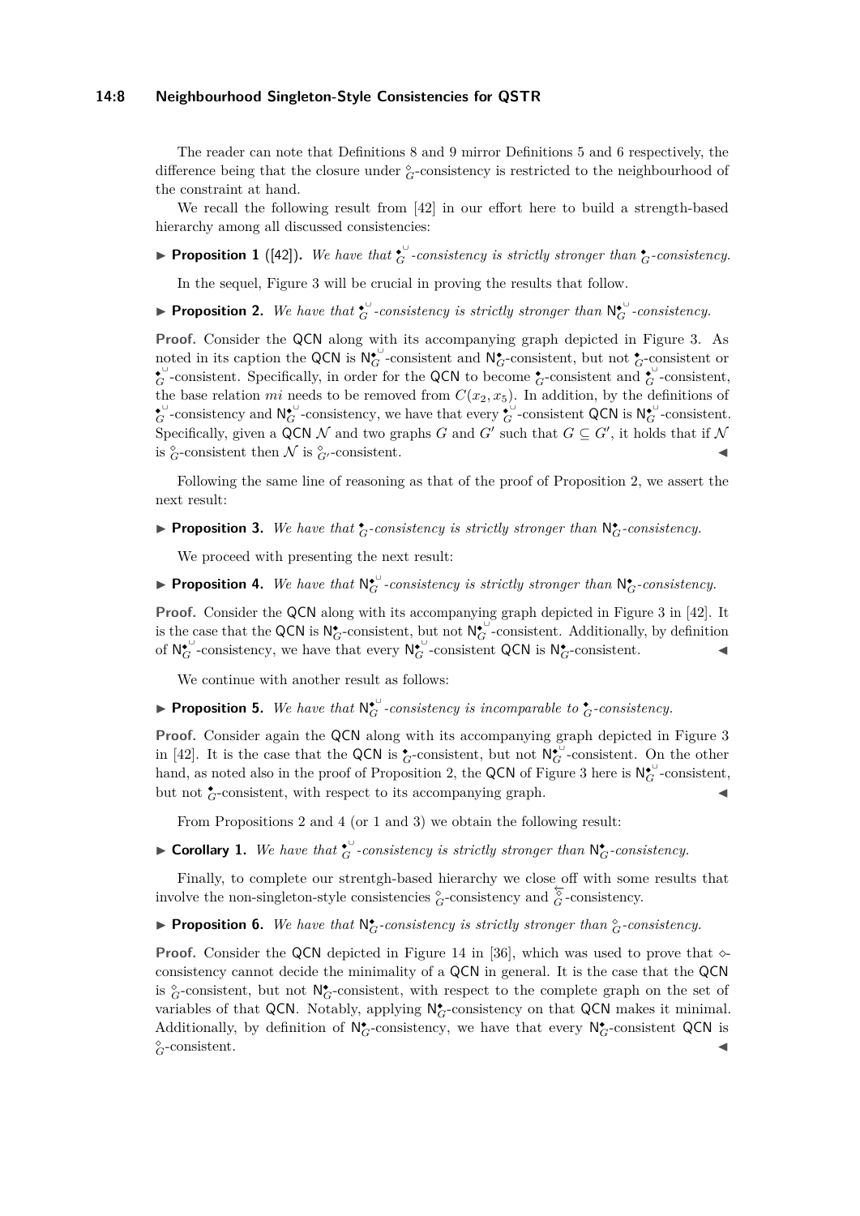The reader can note that Definitions 8 and 9 mirror Definitions 5 and 6 respectively, the difference being that the closure under $\overset{\diamond}{_G}$-consistency is restricted to the neighbourhood of the constraint at hand.

We recall the following result from [42] in our effort here to build a strength-based hierarchy among all discussed consistencies:

▶ **Proposition 1** ([42])**.** *We have that* $\overset{\blacklozenge^{\cup}}{_G}$*-consistency is strictly stronger than* $\overset{\blacklozenge}{_G}$*-consistency.*

In the sequel, Figure 3 will be crucial in proving the results that follow.

▶ **Proposition 2.** *We have that* $\overset{\blacklozenge^{\cup}}{_G}$*-consistency is strictly stronger than* $\mathsf{N}\overset{\blacklozenge^{\cup}}{_G}$*-consistency.*

**Proof.** Consider the QCN along with its accompanying graph depicted in Figure 3. As noted in its caption the QCN is $\mathsf{N}\overset{\blacklozenge^{\cup}}{_G}$-consistent and $\mathsf{N}\overset{\blacklozenge}{_G}$-consistent, but not $\overset{\blacklozenge}{_G}$-consistent or $\overset{\blacklozenge^{\cup}}{_G}$-consistent. Specifically, in order for the QCN to become $\overset{\blacklozenge}{_G}$-consistent and $\overset{\blacklozenge^{\cup}}{_G}$-consistent, the base relation $mi$ needs to be removed from $C(x_2, x_5)$. In addition, by the definitions of $\overset{\blacklozenge^{\cup}}{_G}$-consistency and $\mathsf{N}\overset{\blacklozenge^{\cup}}{_G}$-consistency, we have that every $\overset{\blacklozenge^{\cup}}{_G}$-consistent QCN is $\mathsf{N}\overset{\blacklozenge^{\cup}}{_G}$-consistent. Specifically, given a QCN $\mathcal{N}$ and two graphs $G$ and $G'$ such that $G \subseteq G'$, it holds that if $\mathcal{N}$ is $\overset{\diamond}{_G}$-consistent then $\mathcal{N}$ is $\overset{\diamond}{_{G'}}$-consistent. ◀

Following the same line of reasoning as that of the proof of Proposition 2, we assert the next result:

▶ **Proposition 3.** *We have that* $\overset{\blacklozenge}{_G}$*-consistency is strictly stronger than* $\mathsf{N}\overset{\blacklozenge}{_G}$*-consistency.*

We proceed with presenting the next result:

▶ **Proposition 4.** *We have that* $\mathsf{N}\overset{\blacklozenge^{\cup}}{_G}$*-consistency is strictly stronger than* $\mathsf{N}\overset{\blacklozenge}{_G}$*-consistency.*

**Proof.** Consider the QCN along with its accompanying graph depicted in Figure 3 in [42]. It is the case that the QCN is $\mathsf{N}\overset{\blacklozenge}{_G}$-consistent, but not $\mathsf{N}\overset{\blacklozenge^{\cup}}{_G}$-consistent. Additionally, by definition of $\mathsf{N}\overset{\blacklozenge^{\cup}}{_G}$-consistency, we have that every $\mathsf{N}\overset{\blacklozenge^{\cup}}{_G}$-consistent QCN is $\mathsf{N}\overset{\blacklozenge}{_G}$-consistent. ◀

We continue with another result as follows:

▶ **Proposition 5.** *We have that* $\mathsf{N}\overset{\blacklozenge^{\cup}}{_G}$*-consistency is incomparable to* $\overset{\blacklozenge}{_G}$*-consistency.*

**Proof.** Consider again the QCN along with its accompanying graph depicted in Figure 3 in [42]. It is the case that the QCN is $\overset{\blacklozenge}{_G}$-consistent, but not $\mathsf{N}\overset{\blacklozenge^{\cup}}{_G}$-consistent. On the other hand, as noted also in the proof of Proposition 2, the QCN of Figure 3 here is $\mathsf{N}\overset{\blacklozenge^{\cup}}{_G}$-consistent, but not $\overset{\blacklozenge}{_G}$-consistent, with respect to its accompanying graph. ◀

From Propositions 2 and 4 (or 1 and 3) we obtain the following result:

▶ **Corollary 1.** *We have that* $\overset{\blacklozenge^{\cup}}{_G}$*-consistency is strictly stronger than* $\mathsf{N}\overset{\blacklozenge}{_G}$*-consistency.*

Finally, to complete our strentgh-based hierarchy we close off with some results that involve the non-singleton-style consistencies $\overset{\diamond}{_G}$-consistency and $\overset{\overline{\diamond}}{_G}$-consistency.

▶ **Proposition 6.** *We have that* $\mathsf{N}\overset{\blacklozenge}{_G}$*-consistency is strictly stronger than* $\overset{\diamond}{_G}$*-consistency.*

**Proof.** Consider the QCN depicted in Figure 14 in [36], which was used to prove that $\diamond$-consistency cannot decide the minimality of a QCN in general. It is the case that the QCN is $\overset{\diamond}{_G}$-consistent, but not $\mathsf{N}\overset{\blacklozenge}{_G}$-consistent, with respect to the complete graph on the set of variables of that QCN. Notably, applying $\mathsf{N}\overset{\blacklozenge}{_G}$-consistency on that QCN makes it minimal. Additionally, by definition of $\mathsf{N}\overset{\blacklozenge}{_G}$-consistency, we have that every $\mathsf{N}\overset{\blacklozenge}{_G}$-consistent QCN is $\overset{\diamond}{_G}$-consistent. ◀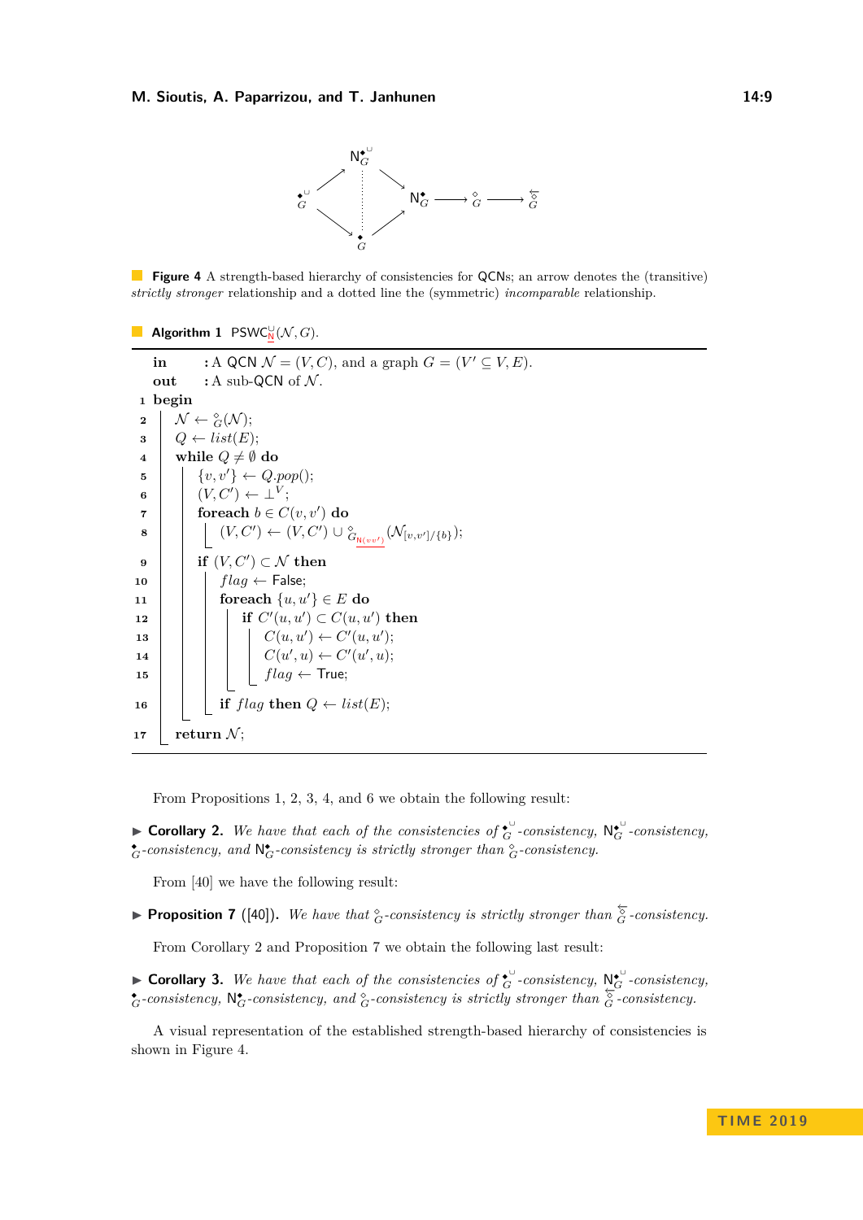$\mathsf{N}\overset{\blacklozenge\cup}{G}$ → $\mathsf{N}\overset{\blacklozenge}{G}$ → $\overset{\diamond}{G}$ → $\overset{\leftarrow}{\overset{\diamond}{G}}$; $\overset{\blacklozenge\cup}{G}$ → $\mathsf{N}\overset{\blacklozenge\cup}{G}$; $\overset{\blacklozenge\cup}{G}$ → $\overset{\blacklozenge}{G}$ → $\mathsf{N}\overset{\blacklozenge}{G}$; $\mathsf{N}\overset{\blacklozenge\cup}{G}$ ⋯ $\overset{\blacklozenge}{G}$

**Figure 4** A strength-based hierarchy of consistencies for QCNs; an arrow denotes the (transitive) *strictly stronger* relationship and a dotted line the (symmetric) *incomparable* relationship.

**Algorithm 1** $\mathsf{PSWC}^{\cup}_{\mathsf{N}}(\mathcal{N}, G)$.

```
    in    : A QCN N = (V, C), and a graph G = (V' ⊆ V, E).
    out   : A sub-QCN of N.
 1  begin
 2      N ← ◇_G(N);
 3      Q ← list(E);
 4      while Q ≠ ∅ do
 5          {v, v'} ← Q.pop();
 6          (V, C') ← ⊥^V;
 7          foreach b ∈ C(v, v') do
 8              (V, C') ← (V, C') ∪ ◇_{G_N(vv')}(N_{[v,v']/{b}});
 9          if (V, C') ⊂ N then
10              flag ← False;
11              foreach {u, u'} ∈ E do
12                  if C'(u, u') ⊂ C(u, u') then
13                      C(u, u') ← C'(u, u');
14                      C(u', u) ← C'(u', u);
15                      flag ← True;
16              if flag then Q ← list(E);
17      return N;
```

From Propositions 1, 2, 3, 4, and 6 we obtain the following result:

▶ **Corollary 2.** *We have that each of the consistencies of* $\overset{\blacklozenge\cup}{G}$*-consistency,* $\mathsf{N}\overset{\blacklozenge\cup}{G}$*-consistency,* $\overset{\blacklozenge}{G}$*-consistency, and* $\mathsf{N}\overset{\blacklozenge}{G}$*-consistency is strictly stronger than* $\overset{\diamond}{G}$*-consistency.*

From [40] we have the following result:

▶ **Proposition 7** ([40])**.** *We have that* $\overset{\diamond}{G}$*-consistency is strictly stronger than* $\overset{\leftarrow}{\overset{\diamond}{G}}$*-consistency.*

From Corollary 2 and Proposition 7 we obtain the following last result:

▶ **Corollary 3.** *We have that each of the consistencies of* $\overset{\blacklozenge\cup}{G}$*-consistency,* $\mathsf{N}\overset{\blacklozenge\cup}{G}$*-consistency,* $\overset{\blacklozenge}{G}$*-consistency,* $\mathsf{N}\overset{\blacklozenge}{G}$*-consistency, and* $\overset{\diamond}{G}$*-consistency is strictly stronger than* $\overset{\leftarrow}{\overset{\diamond}{G}}$*-consistency.*

A visual representation of the established strength-based hierarchy of consistencies is shown in Figure 4.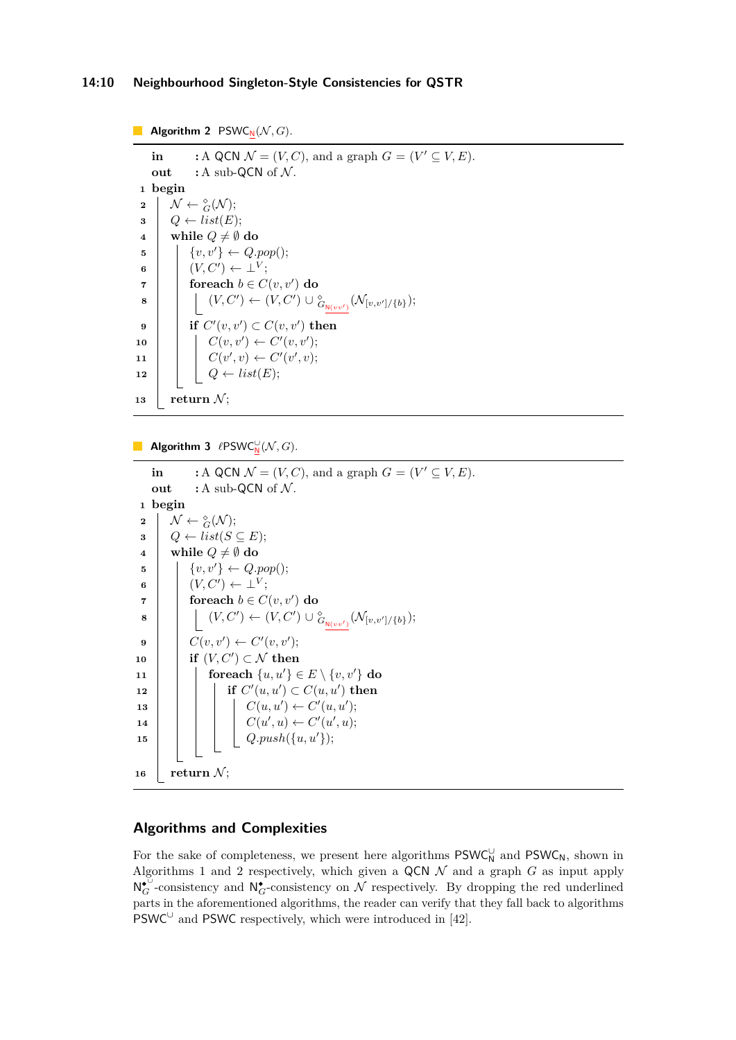**Algorithm 2** $\mathsf{PSWC}_{\underline{\mathsf{N}}}(\mathcal{N}, G)$.

```
in      : A QCN 𝒩 = (V, C), and a graph G = (V′ ⊆ V, E).
out     : A sub-QCN of 𝒩.
1  begin
2      𝒩 ← ◇_G(𝒩);
3      Q ← list(E);
4      while Q ≠ ∅ do
5          {v, v′} ← Q.pop();
6          (V, C′) ← ⊥^V;
7          foreach b ∈ C(v, v′) do
8              (V, C′) ← (V, C′) ∪ ◇_{G_N(vv′)}(𝒩_[v,v′]/{b});
9          if C′(v, v′) ⊂ C(v, v′) then
10             C(v, v′) ← C′(v, v′);
11             C(v′, v) ← C′(v′, v);
12             Q ← list(E);
13     return 𝒩;
```

**Algorithm 3** $\ell\mathsf{PSWC}^{\cup}_{\underline{\mathsf{N}}}(\mathcal{N}, G)$.

```
in      : A QCN 𝒩 = (V, C), and a graph G = (V′ ⊆ V, E).
out     : A sub-QCN of 𝒩.
1  begin
2      𝒩 ← ◇_G(𝒩);
3      Q ← list(S ⊆ E);
4      while Q ≠ ∅ do
5          {v, v′} ← Q.pop();
6          (V, C′) ← ⊥^V;
7          foreach b ∈ C(v, v′) do
8              (V, C′) ← (V, C′) ∪ ◇_{G_N(vv′)}(𝒩_[v,v′]/{b});
9          C(v, v′) ← C′(v, v′);
10         if (V, C′) ⊂ 𝒩 then
11             foreach {u, u′} ∈ E \ {v, v′} do
12                 if C′(u, u′) ⊂ C(u, u′) then
13                     C(u, u′) ← C′(u, u′);
14                     C(u′, u) ← C′(u′, u);
15                     Q.push({u, u′});
16     return 𝒩;
```

## Algorithms and Complexities

For the sake of completeness, we present here algorithms $\mathsf{PSWC}^{\cup}_{\mathsf{N}}$ and $\mathsf{PSWC}_{\mathsf{N}}$, shown in Algorithms 1 and 2 respectively, which given a QCN $\mathcal{N}$ and a graph $G$ as input apply $\mathsf{N}^{\blacklozenge^{\cup}}_{G}$-consistency and $\mathsf{N}^{\blacklozenge}_{G}$-consistency on $\mathcal{N}$ respectively. By dropping the red underlined parts in the aforementioned algorithms, the reader can verify that they fall back to algorithms $\mathsf{PSWC}^{\cup}$ and $\mathsf{PSWC}$ respectively, which were introduced in [42].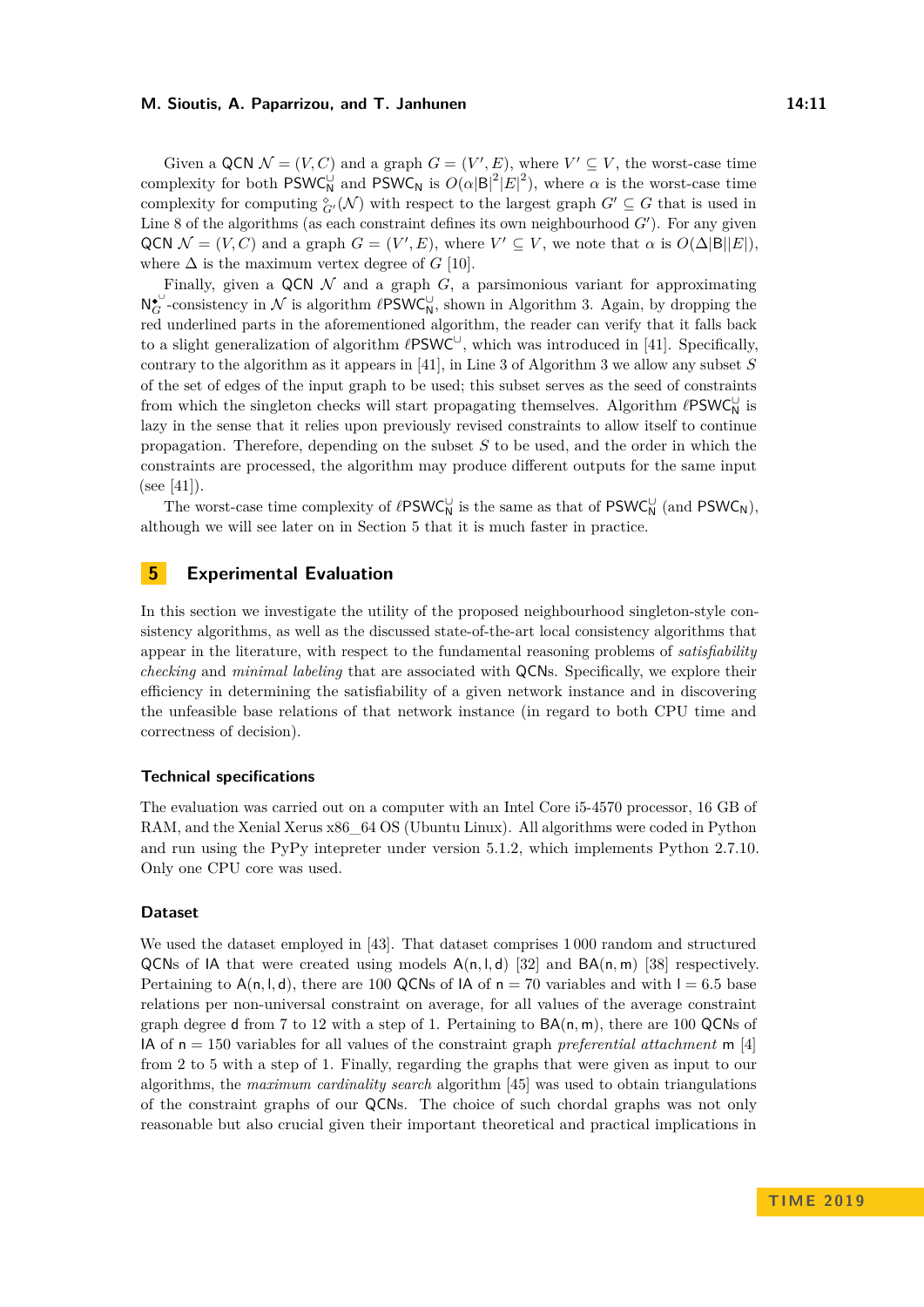Given a QCN $\mathcal{N} = (V, C)$ and a graph $G = (V', E)$, where $V' \subseteq V$, the worst-case time complexity for both $\mathsf{PSWC}^{\cup}_{\mathsf{N}}$ and $\mathsf{PSWC}_{\mathsf{N}}$ is $O(\alpha|\mathsf{B}|^2|E|^2)$, where $\alpha$ is the worst-case time complexity for computing $\diamond_{G'}(\mathcal{N})$ with respect to the largest graph $G' \subseteq G$ that is used in Line 8 of the algorithms (as each constraint defines its own neighbourhood $G'$). For any given QCN $\mathcal{N} = (V, C)$ and a graph $G = (V', E)$, where $V' \subseteq V$, we note that $\alpha$ is $O(\Delta|\mathsf{B}||E|)$, where $\Delta$ is the maximum vertex degree of $G$ [10].

Finally, given a QCN $\mathcal{N}$ and a graph $G$, a parsimonious variant for approximating $\mathsf{N}^{\blacklozenge^{\cup}}_{G}$-consistency in $\mathcal{N}$ is algorithm $\ell\mathsf{PSWC}^{\cup}_{\mathsf{N}}$, shown in Algorithm 3. Again, by dropping the red underlined parts in the aforementioned algorithm, the reader can verify that it falls back to a slight generalization of algorithm $\ell\mathsf{PSWC}^{\cup}$, which was introduced in [41]. Specifically, contrary to the algorithm as it appears in [41], in Line 3 of Algorithm 3 we allow any subset $S$ of the set of edges of the input graph to be used; this subset serves as the seed of constraints from which the singleton checks will start propagating themselves. Algorithm $\ell\mathsf{PSWC}^{\cup}_{\mathsf{N}}$ is lazy in the sense that it relies upon previously revised constraints to allow itself to continue propagation. Therefore, depending on the subset $S$ to be used, and the order in which the constraints are processed, the algorithm may produce different outputs for the same input (see [41]).

The worst-case time complexity of $\ell\mathsf{PSWC}^{\cup}_{\mathsf{N}}$ is the same as that of $\mathsf{PSWC}^{\cup}_{\mathsf{N}}$ (and $\mathsf{PSWC}_{\mathsf{N}}$), although we will see later on in Section 5 that it is much faster in practice.

## 5 Experimental Evaluation

In this section we investigate the utility of the proposed neighbourhood singleton-style consistency algorithms, as well as the discussed state-of-the-art local consistency algorithms that appear in the literature, with respect to the fundamental reasoning problems of *satisfiability checking* and *minimal labeling* that are associated with QCNs. Specifically, we explore their efficiency in determining the satisfiability of a given network instance and in discovering the unfeasible base relations of that network instance (in regard to both CPU time and correctness of decision).

### Technical specifications

The evaluation was carried out on a computer with an Intel Core i5-4570 processor, 16 GB of RAM, and the Xenial Xerus x86_64 OS (Ubuntu Linux). All algorithms were coded in Python and run using the PyPy intepreter under version 5.1.2, which implements Python 2.7.10. Only one CPU core was used.

### Dataset

We used the dataset employed in [43]. That dataset comprises 1 000 random and structured QCNs of IA that were created using models $\mathsf{A}(\mathsf{n}, \mathsf{l}, \mathsf{d})$ [32] and $\mathsf{BA}(\mathsf{n}, \mathsf{m})$ [38] respectively. Pertaining to $\mathsf{A}(\mathsf{n}, \mathsf{l}, \mathsf{d})$, there are 100 QCNs of IA of $\mathsf{n} = 70$ variables and with $\mathsf{l} = 6.5$ base relations per non-universal constraint on average, for all values of the average constraint graph degree $\mathsf{d}$ from 7 to 12 with a step of 1. Pertaining to $\mathsf{BA}(\mathsf{n}, \mathsf{m})$, there are 100 QCNs of IA of $\mathsf{n} = 150$ variables for all values of the constraint graph *preferential attachment* $\mathsf{m}$ [4] from 2 to 5 with a step of 1. Finally, regarding the graphs that were given as input to our algorithms, the *maximum cardinality search* algorithm [45] was used to obtain triangulations of the constraint graphs of our QCNs. The choice of such chordal graphs was not only reasonable but also crucial given their important theoretical and practical implications in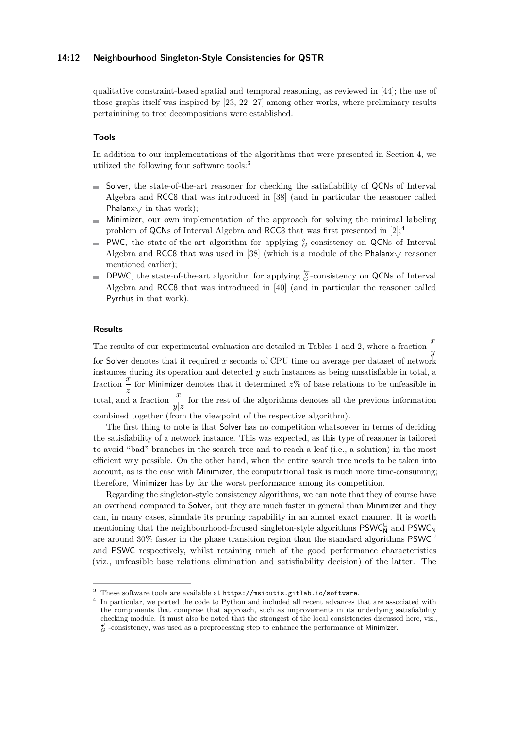qualitative constraint-based spatial and temporal reasoning, as reviewed in [44]; the use of those graphs itself was inspired by [23, 22, 27] among other works, where preliminary results pertainining to tree decompositions were established.

### Tools

In addition to our implementations of the algorithms that were presented in Section 4, we utilized the following four software tools:[3]

- Solver, the state-of-the-art reasoner for checking the satisfiability of QCNs of Interval Algebra and RCC8 that was introduced in [38] (and in particular the reasoner called Phalanx$\bigtriangledown$ in that work);
- Minimizer, our own implementation of the approach for solving the minimal labeling problem of QCNs of Interval Algebra and RCC8 that was first presented in [2];[4]
- PWC, the state-of-the-art algorithm for applying $\overset{\diamond}{G}$-consistency on QCNs of Interval Algebra and RCC8 that was used in [38] (which is a module of the Phalanx$\bigtriangledown$ reasoner mentioned earlier);
- DPWC, the state-of-the-art algorithm for applying $\overset{\leftarrow}{\underset{G}{\diamond}}$-consistency on QCNs of Interval Algebra and RCC8 that was introduced in [40] (and in particular the reasoner called Pyrrhus in that work).

### Results

The results of our experimental evaluation are detailed in Tables 1 and 2, where a fraction $\frac{x}{y}$ for Solver denotes that it required $x$ seconds of CPU time on average per dataset of network instances during its operation and detected $y$ such instances as being unsatisfiable in total, a fraction $\frac{x}{z}$ for Minimizer denotes that it determined $z$% of base relations to be unfeasible in total, and a fraction $\frac{x}{y|z}$ for the rest of the algorithms denotes all the previous information combined together (from the viewpoint of the respective algorithm).

The first thing to note is that Solver has no competition whatsoever in terms of deciding the satisfiability of a network instance. This was expected, as this type of reasoner is tailored to avoid "bad" branches in the search tree and to reach a leaf (i.e., a solution) in the most efficient way possible. On the other hand, when the entire search tree needs to be taken into account, as is the case with Minimizer, the computational task is much more time-consuming; therefore, Minimizer has by far the worst performance among its competition.

Regarding the singleton-style consistency algorithms, we can note that they of course have an overhead compared to Solver, but they are much faster in general than Minimizer and they can, in many cases, simulate its pruning capability in an almost exact manner. It is worth mentioning that the neighbourhood-focused singleton-style algorithms $\mathsf{PSWC}^{\cup}_{\mathsf{N}}$ and $\mathsf{PSWC}_{\mathsf{N}}$ are around 30% faster in the phase transition region than the standard algorithms $\mathsf{PSWC}^{\cup}$ and PSWC respectively, whilst retaining much of the good performance characteristics (viz., unfeasible base relations elimination and satisfiability decision) of the latter. The

[3] These software tools are available at https://msioutis.gitlab.io/software.

[4] In particular, we ported the code to Python and included all recent advances that are associated with the components that comprise that approach, such as improvements in its underlying satisfiability checking module. It must also be noted that the strongest of the local consistencies discussed here, viz., $\overset{\bullet\cup}{G}$-consistency, was used as a preprocessing step to enhance the performance of Minimizer.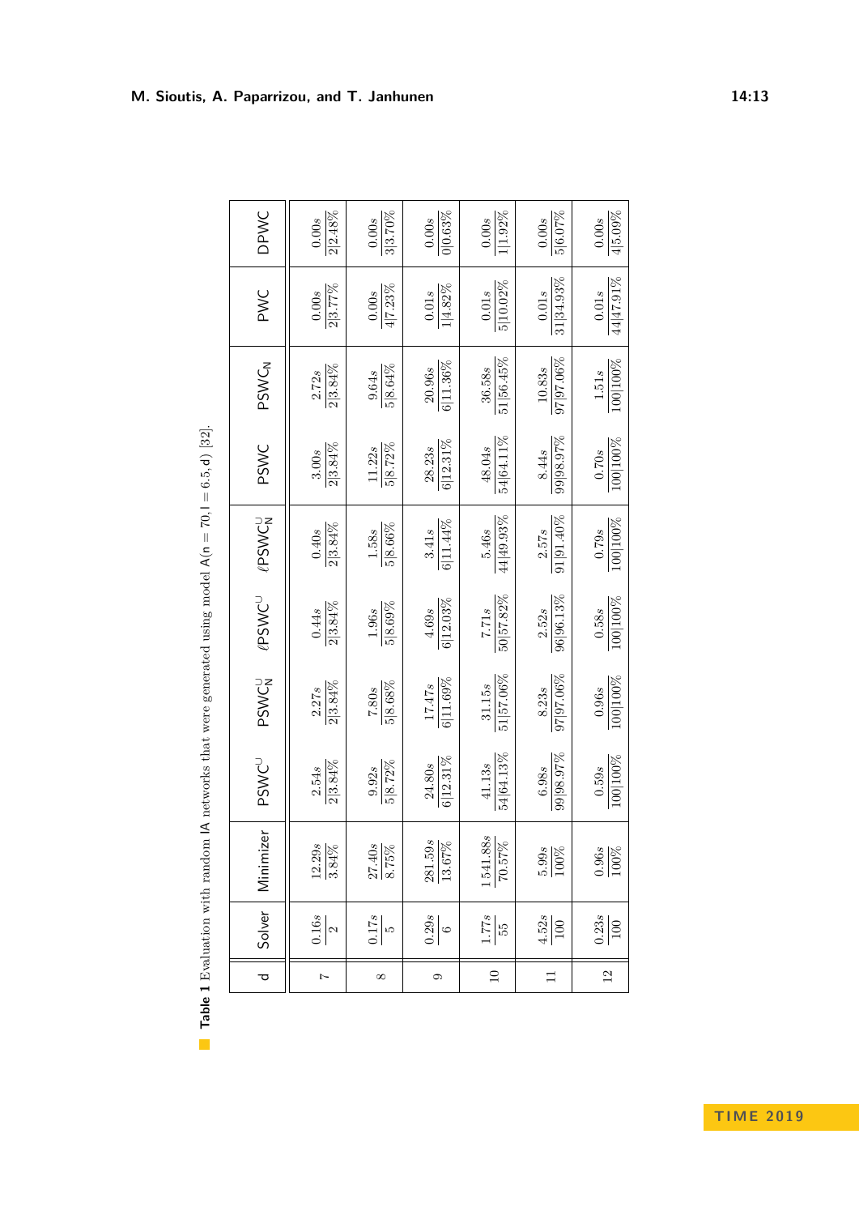**Table 1** Evaluation with random IA networks that were generated using model A(n = 70, l = 6.5, d) [32].

| d | Solver | Minimizer | $\mathsf{PSWC}^{\cup}$ | $\mathsf{PSWC}^{\cup}_{\mathsf{N}}$ | $\ell\mathsf{PSWC}^{\cup}$ | $\ell\mathsf{PSWC}^{\cup}_{\mathsf{N}}$ | PSWC | $\mathsf{PSWC}_{\mathsf{N}}$ | PWC | DPWC |
|---|---|---|---|---|---|---|---|---|---|---|
| 7 | 0.16s / 2 | 12.29s / 3.84% | 2.54s / 2\|3.84% | 2.27s / 2\|3.84% | 0.44s / 2\|3.84% | 0.40s / 2\|3.84% | 3.00s / 2\|3.84% | 2.72s / 2\|3.84% | 0.00s / 2\|3.77% | 0.00s / 2\|2.48% |
| 8 | 0.17s / 5 | 27.40s / 8.75% | 9.92s / 5\|8.72% | 7.80s / 5\|8.68% | 1.96s / 5\|8.69% | 1.58s / 5\|8.66% | 11.22s / 5\|8.72% | 9.64s / 5\|8.64% | 0.00s / 4\|7.23% | 0.00s / 3\|3.70% |
| 9 | 0.29s / 6 | 281.59s / 13.67% | 24.80s / 6\|12.31% | 17.47s / 6\|11.69% | 4.69s / 6\|12.03% | 3.41s / 6\|11.44% | 28.23s / 6\|12.31% | 20.96s / 6\|11.36% | 0.01s / 1\|4.82% | 0.00s / 0\|0.63% |
| 10 | 1.77s / 55 | 1 541.88s / 70.57% | 41.13s / 54\|64.13% | 31.15s / 51\|57.06% | 7.71s / 50\|57.82% | 5.46s / 44\|49.93% | 48.04s / 54\|64.11% | 36.58s / 51\|56.45% | 0.01s / 5\|10.02% | 0.00s / 1\|1.92% |
| 11 | 4.52s / 100 | 5.99s / 100% | 6.98s / 99\|98.97% | 8.23s / 97\|97.06% | 2.52s / 96\|96.13% | 2.57s / 91\|91.40% | 8.44s / 99\|98.97% | 10.83s / 97\|97.06% | 0.01s / 31\|34.93% | 0.00s / 5\|6.07% |
| 12 | 0.23s / 100 | 0.96s / 100% | 0.59s / 100\|100% | 0.96s / 100\|100% | 0.58s / 100\|100% | 0.79s / 100\|100% | 0.70s / 100\|100% | 1.51s / 100\|100% | 0.01s / 44\|47.91% | 0.00s / 4\|5.09% |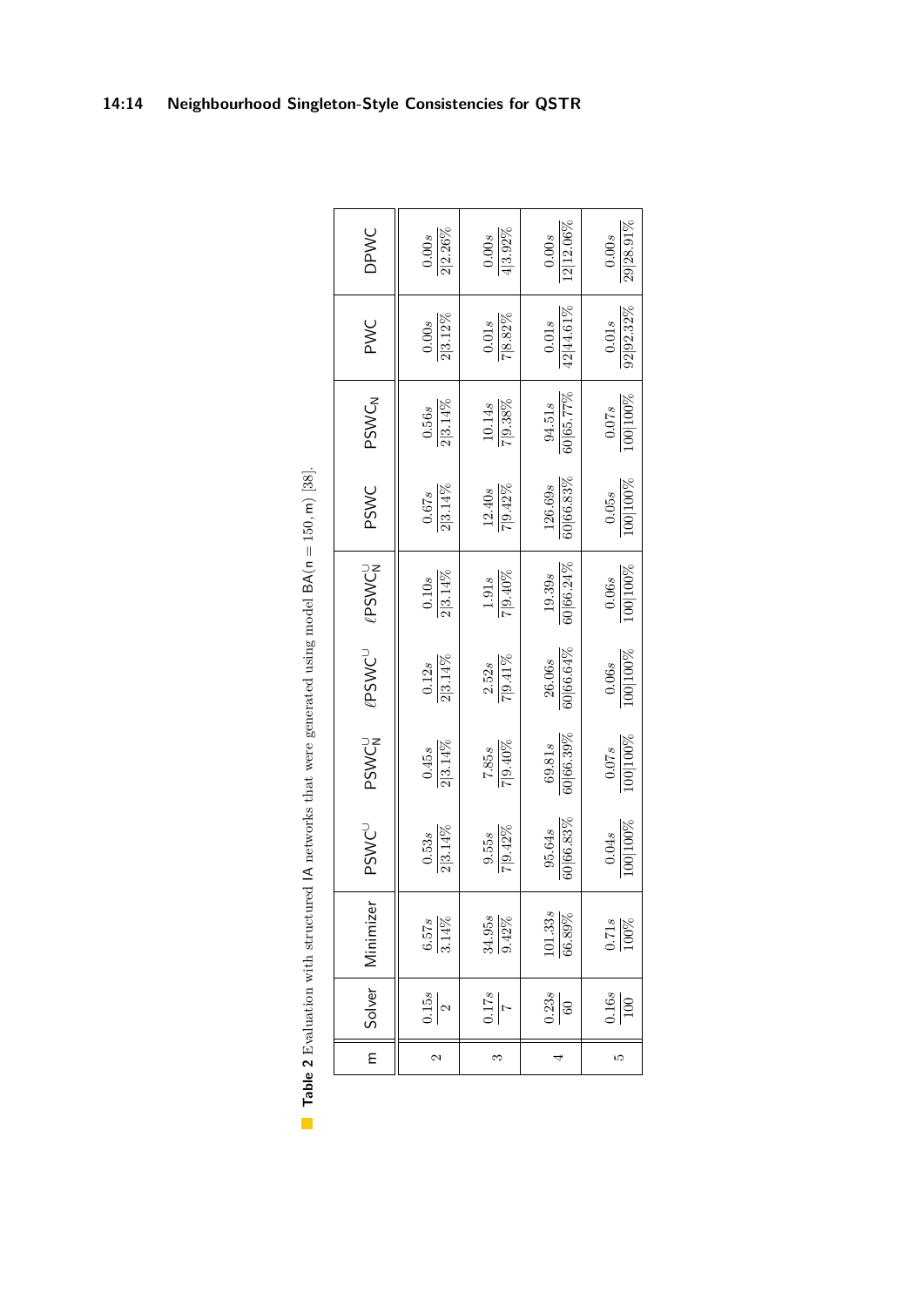**Table 2** Evaluation with structured IA networks that were generated using model BA(n = 150, m) [38].

| m | Solver | Minimizer | $\mathsf{PSWC}^{\cup}$ | $\mathsf{PSWC}^{\cup}_{\mathsf{N}}$ | $\ell\mathsf{PSWC}^{\cup}$ | $\ell\mathsf{PSWC}^{\cup}_{\mathsf{N}}$ | PSWC | $\mathsf{PSWC}_{\mathsf{N}}$ | PWC | DPWC |
|---|---|---|---|---|---|---|---|---|---|---|
| 2 | $\frac{0.15s}{2}$ | $\frac{6.57s}{3.14\%}$ | $\frac{0.53s}{2 \mid 3.14\%}$ | $\frac{0.45s}{2 \mid 3.14\%}$ | $\frac{0.12s}{2 \mid 3.14\%}$ | $\frac{0.10s}{2 \mid 3.14\%}$ | $\frac{0.67s}{2 \mid 3.14\%}$ | $\frac{0.56s}{2 \mid 3.14\%}$ | $\frac{0.00s}{2 \mid 3.12\%}$ | $\frac{0.00s}{2 \mid 2.26\%}$ |
| 3 | $\frac{0.17s}{7}$ | $\frac{34.95s}{9.42\%}$ | $\frac{9.55s}{7 \mid 9.42\%}$ | $\frac{7.85s}{7 \mid 9.40\%}$ | $\frac{2.52s}{7 \mid 9.41\%}$ | $\frac{1.91s}{7 \mid 9.40\%}$ | $\frac{12.40s}{7 \mid 9.42\%}$ | $\frac{10.14s}{7 \mid 9.38\%}$ | $\frac{0.01s}{7 \mid 8.82\%}$ | $\frac{0.00s}{4 \mid 3.92\%}$ |
| 4 | $\frac{0.23s}{60}$ | $\frac{101.33s}{66.89\%}$ | $\frac{95.64s}{60 \mid 66.83\%}$ | $\frac{69.81s}{60 \mid 66.39\%}$ | $\frac{26.06s}{60 \mid 66.64\%}$ | $\frac{19.39s}{60 \mid 66.24\%}$ | $\frac{126.69s}{60 \mid 66.83\%}$ | $\frac{94.51s}{60 \mid 65.77\%}$ | $\frac{0.01s}{42 \mid 44.61\%}$ | $\frac{0.00s}{12 \mid 12.06\%}$ |
| 5 | $\frac{0.16s}{100}$ | $\frac{0.71s}{100\%}$ | $\frac{0.04s}{100 \mid 100\%}$ | $\frac{0.07s}{100 \mid 100\%}$ | $\frac{0.06s}{100 \mid 100\%}$ | $\frac{0.06s}{100 \mid 100\%}$ | $\frac{0.05s}{100 \mid 100\%}$ | $\frac{0.07s}{100 \mid 100\%}$ | $\frac{0.01s}{92 \mid 92.32\%}$ | $\frac{0.00s}{29 \mid 28.91\%}$ |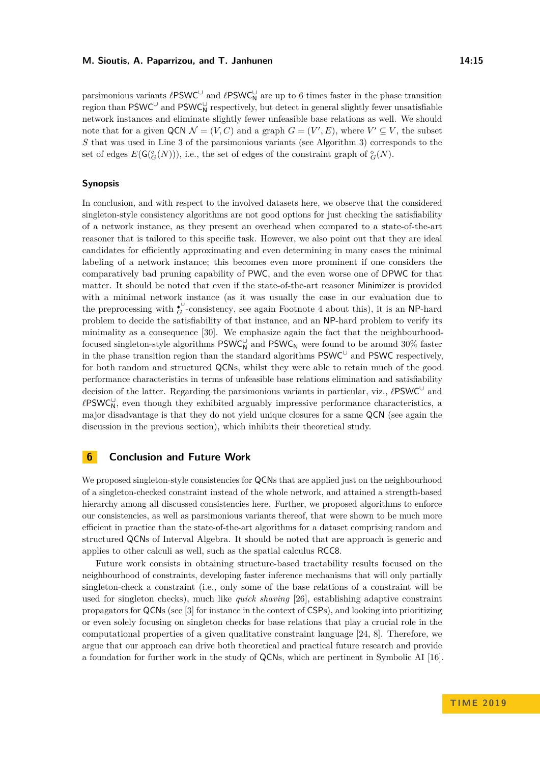parsimonious variants $\ell\mathsf{PSWC}^{\cup}$ and $\ell\mathsf{PSWC}^{\cup}_{\mathsf{N}}$ are up to 6 times faster in the phase transition region than $\mathsf{PSWC}^{\cup}$ and $\mathsf{PSWC}^{\cup}_{\mathsf{N}}$ respectively, but detect in general slightly fewer unsatisfiable network instances and eliminate slightly fewer unfeasible base relations as well. We should note that for a given QCN $\mathcal{N} = (V, C)$ and a graph $G = (V', E)$, where $V' \subseteq V$, the subset $S$ that was used in Line 3 of the parsimonious variants (see Algorithm 3) corresponds to the set of edges $E(\mathsf{G}(\diamond_G(N)))$, i.e., the set of edges of the constraint graph of $\diamond_G(N)$.

### Synopsis

In conclusion, and with respect to the involved datasets here, we observe that the considered singleton-style consistency algorithms are not good options for just checking the satisfiability of a network instance, as they present an overhead when compared to a state-of-the-art reasoner that is tailored to this specific task. However, we also point out that they are ideal candidates for efficiently approximating and even determining in many cases the minimal labeling of a network instance; this becomes even more prominent if one considers the comparatively bad pruning capability of PWC, and the even worse one of DPWC for that matter. It should be noted that even if the state-of-the-art reasoner Minimizer is provided with a minimal network instance (as it was usually the case in our evaluation due to the preprocessing with $\bullet^{\cup}_G$-consistency, see again Footnote 4 about this), it is an NP-hard problem to decide the satisfiability of that instance, and an NP-hard problem to verify its minimality as a consequence [30]. We emphasize again the fact that the neighbourhood-focused singleton-style algorithms $\mathsf{PSWC}^{\cup}_{\mathsf{N}}$ and $\mathsf{PSWC}_{\mathsf{N}}$ were found to be around 30% faster in the phase transition region than the standard algorithms $\mathsf{PSWC}^{\cup}$ and PSWC respectively, for both random and structured QCNs, whilst they were able to retain much of the good performance characteristics in terms of unfeasible base relations elimination and satisfiability decision of the latter. Regarding the parsimonious variants in particular, viz., $\ell\mathsf{PSWC}^{\cup}$ and $\ell\mathsf{PSWC}^{\cup}_{\mathsf{N}}$, even though they exhibited arguably impressive performance characteristics, a major disadvantage is that they do not yield unique closures for a same QCN (see again the discussion in the previous section), which inhibits their theoretical study.

## 6 Conclusion and Future Work

We proposed singleton-style consistencies for QCNs that are applied just on the neighbourhood of a singleton-checked constraint instead of the whole network, and attained a strength-based hierarchy among all discussed consistencies here. Further, we proposed algorithms to enforce our consistencies, as well as parsimonious variants thereof, that were shown to be much more efficient in practice than the state-of-the-art algorithms for a dataset comprising random and structured QCNs of Interval Algebra. It should be noted that are approach is generic and applies to other calculi as well, such as the spatial calculus RCC8.

Future work consists in obtaining structure-based tractability results focused on the neighbourhood of constraints, developing faster inference mechanisms that will only partially singleton-check a constraint (i.e., only some of the base relations of a constraint will be used for singleton checks), much like *quick shaving* [26], establishing adaptive constraint propagators for QCNs (see [3] for instance in the context of CSPs), and looking into prioritizing or even solely focusing on singleton checks for base relations that play a crucial role in the computational properties of a given qualitative constraint language [24, 8]. Therefore, we argue that our approach can drive both theoretical and practical future research and provide a foundation for further work in the study of QCNs, which are pertinent in Symbolic AI [16].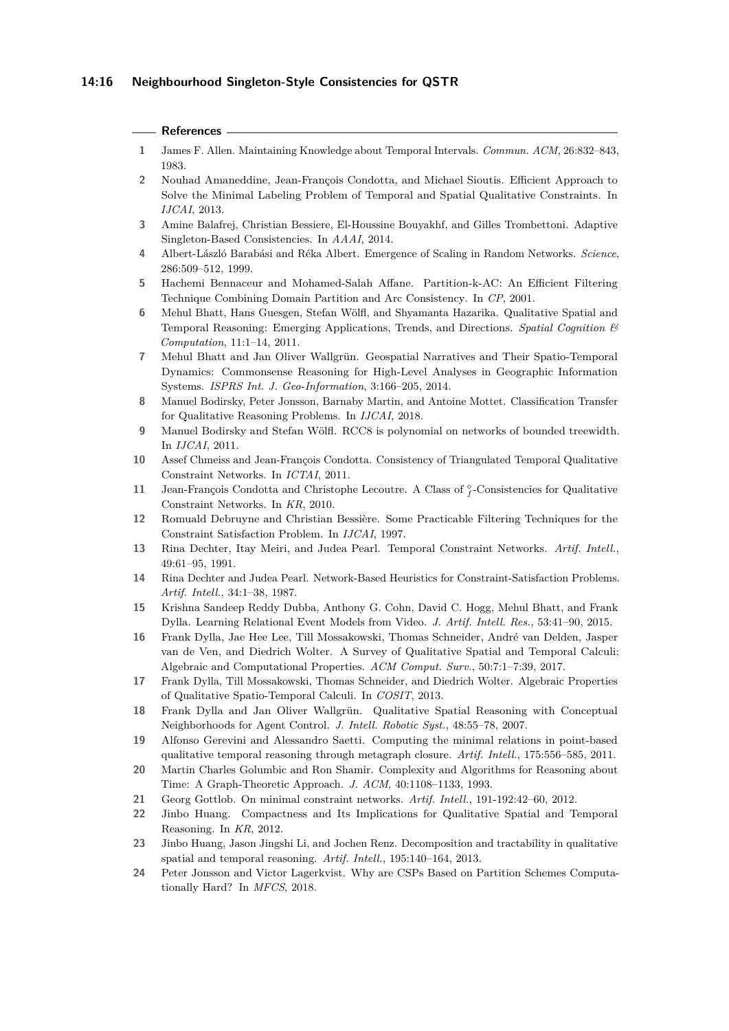## References

1. James F. Allen. Maintaining Knowledge about Temporal Intervals. *Commun. ACM*, 26:832–843, 1983.
2. Nouhad Amaneddine, Jean-François Condotta, and Michael Sioutis. Efficient Approach to Solve the Minimal Labeling Problem of Temporal and Spatial Qualitative Constraints. In *IJCAI*, 2013.
3. Amine Balafrej, Christian Bessiere, El-Houssine Bouyakhf, and Gilles Trombettoni. Adaptive Singleton-Based Consistencies. In *AAAI*, 2014.
4. Albert-László Barabási and Réka Albert. Emergence of Scaling in Random Networks. *Science*, 286:509–512, 1999.
5. Hachemi Bennaceur and Mohamed-Salah Affane. Partition-k-AC: An Efficient Filtering Technique Combining Domain Partition and Arc Consistency. In *CP*, 2001.
6. Mehul Bhatt, Hans Guesgen, Stefan Wölfl, and Shyamanta Hazarika. Qualitative Spatial and Temporal Reasoning: Emerging Applications, Trends, and Directions. *Spatial Cognition & Computation*, 11:1–14, 2011.
7. Mehul Bhatt and Jan Oliver Wallgrün. Geospatial Narratives and Their Spatio-Temporal Dynamics: Commonsense Reasoning for High-Level Analyses in Geographic Information Systems. *ISPRS Int. J. Geo-Information*, 3:166–205, 2014.
8. Manuel Bodirsky, Peter Jonsson, Barnaby Martin, and Antoine Mottet. Classification Transfer for Qualitative Reasoning Problems. In *IJCAI*, 2018.
9. Manuel Bodirsky and Stefan Wölfl. RCC8 is polynomial on networks of bounded treewidth. In *IJCAI*, 2011.
10. Assef Chmeiss and Jean-François Condotta. Consistency of Triangulated Temporal Qualitative Constraint Networks. In *ICTAI*, 2011.
11. Jean-François Condotta and Christophe Lecoutre. A Class of $\diamond_f$-Consistencies for Qualitative Constraint Networks. In *KR*, 2010.
12. Romuald Debruyne and Christian Bessière. Some Practicable Filtering Techniques for the Constraint Satisfaction Problem. In *IJCAI*, 1997.
13. Rina Dechter, Itay Meiri, and Judea Pearl. Temporal Constraint Networks. *Artif. Intell.*, 49:61–95, 1991.
14. Rina Dechter and Judea Pearl. Network-Based Heuristics for Constraint-Satisfaction Problems. *Artif. Intell.*, 34:1–38, 1987.
15. Krishna Sandeep Reddy Dubba, Anthony G. Cohn, David C. Hogg, Mehul Bhatt, and Frank Dylla. Learning Relational Event Models from Video. *J. Artif. Intell. Res.*, 53:41–90, 2015.
16. Frank Dylla, Jae Hee Lee, Till Mossakowski, Thomas Schneider, André van Delden, Jasper van de Ven, and Diedrich Wolter. A Survey of Qualitative Spatial and Temporal Calculi: Algebraic and Computational Properties. *ACM Comput. Surv.*, 50:7:1–7:39, 2017.
17. Frank Dylla, Till Mossakowski, Thomas Schneider, and Diedrich Wolter. Algebraic Properties of Qualitative Spatio-Temporal Calculi. In *COSIT*, 2013.
18. Frank Dylla and Jan Oliver Wallgrün. Qualitative Spatial Reasoning with Conceptual Neighborhoods for Agent Control. *J. Intell. Robotic Syst.*, 48:55–78, 2007.
19. Alfonso Gerevini and Alessandro Saetti. Computing the minimal relations in point-based qualitative temporal reasoning through metagraph closure. *Artif. Intell.*, 175:556–585, 2011.
20. Martin Charles Golumbic and Ron Shamir. Complexity and Algorithms for Reasoning about Time: A Graph-Theoretic Approach. *J. ACM*, 40:1108–1133, 1993.
21. Georg Gottlob. On minimal constraint networks. *Artif. Intell.*, 191-192:42–60, 2012.
22. Jinbo Huang. Compactness and Its Implications for Qualitative Spatial and Temporal Reasoning. In *KR*, 2012.
23. Jinbo Huang, Jason Jingshi Li, and Jochen Renz. Decomposition and tractability in qualitative spatial and temporal reasoning. *Artif. Intell.*, 195:140–164, 2013.
24. Peter Jonsson and Victor Lagerkvist. Why are CSPs Based on Partition Schemes Computationally Hard? In *MFCS*, 2018.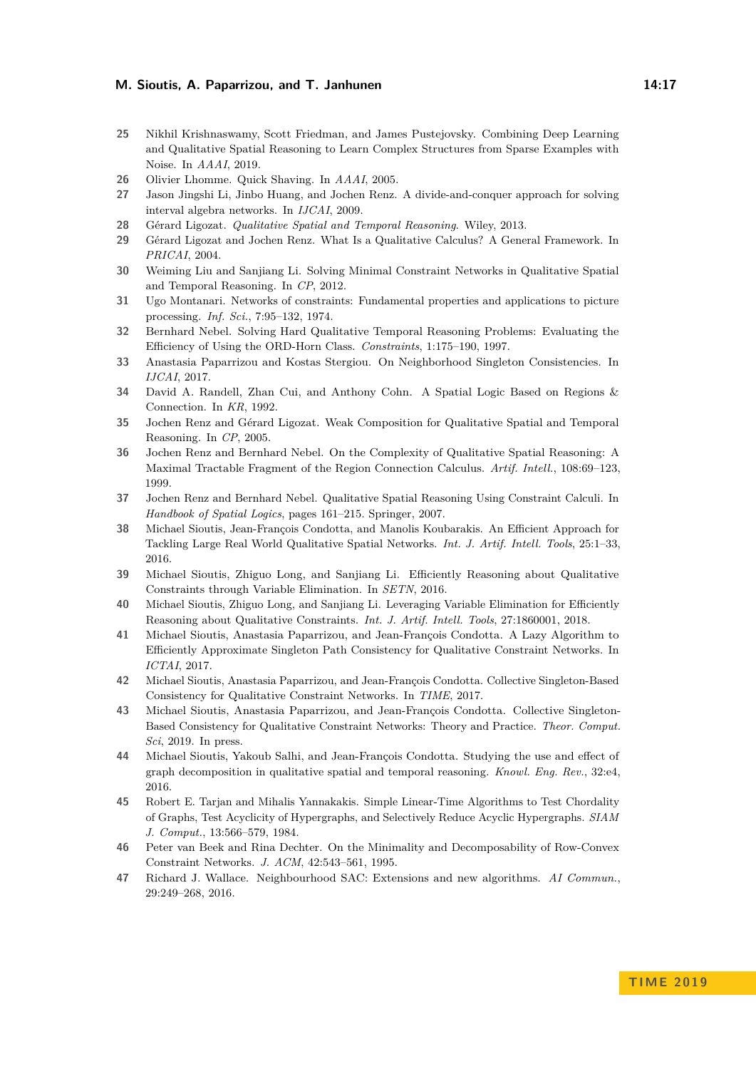25 Nikhil Krishnaswamy, Scott Friedman, and James Pustejovsky. Combining Deep Learning and Qualitative Spatial Reasoning to Learn Complex Structures from Sparse Examples with Noise. In *AAAI*, 2019.

26 Olivier Lhomme. Quick Shaving. In *AAAI*, 2005.

27 Jason Jingshi Li, Jinbo Huang, and Jochen Renz. A divide-and-conquer approach for solving interval algebra networks. In *IJCAI*, 2009.

28 Gérard Ligozat. *Qualitative Spatial and Temporal Reasoning*. Wiley, 2013.

29 Gérard Ligozat and Jochen Renz. What Is a Qualitative Calculus? A General Framework. In *PRICAI*, 2004.

30 Weiming Liu and Sanjiang Li. Solving Minimal Constraint Networks in Qualitative Spatial and Temporal Reasoning. In *CP*, 2012.

31 Ugo Montanari. Networks of constraints: Fundamental properties and applications to picture processing. *Inf. Sci.*, 7:95–132, 1974.

32 Bernhard Nebel. Solving Hard Qualitative Temporal Reasoning Problems: Evaluating the Efficiency of Using the ORD-Horn Class. *Constraints*, 1:175–190, 1997.

33 Anastasia Paparrizou and Kostas Stergiou. On Neighborhood Singleton Consistencies. In *IJCAI*, 2017.

34 David A. Randell, Zhan Cui, and Anthony Cohn. A Spatial Logic Based on Regions & Connection. In *KR*, 1992.

35 Jochen Renz and Gérard Ligozat. Weak Composition for Qualitative Spatial and Temporal Reasoning. In *CP*, 2005.

36 Jochen Renz and Bernhard Nebel. On the Complexity of Qualitative Spatial Reasoning: A Maximal Tractable Fragment of the Region Connection Calculus. *Artif. Intell.*, 108:69–123, 1999.

37 Jochen Renz and Bernhard Nebel. Qualitative Spatial Reasoning Using Constraint Calculi. In *Handbook of Spatial Logics*, pages 161–215. Springer, 2007.

38 Michael Sioutis, Jean-François Condotta, and Manolis Koubarakis. An Efficient Approach for Tackling Large Real World Qualitative Spatial Networks. *Int. J. Artif. Intell. Tools*, 25:1–33, 2016.

39 Michael Sioutis, Zhiguo Long, and Sanjiang Li. Efficiently Reasoning about Qualitative Constraints through Variable Elimination. In *SETN*, 2016.

40 Michael Sioutis, Zhiguo Long, and Sanjiang Li. Leveraging Variable Elimination for Efficiently Reasoning about Qualitative Constraints. *Int. J. Artif. Intell. Tools*, 27:1860001, 2018.

41 Michael Sioutis, Anastasia Paparrizou, and Jean-François Condotta. A Lazy Algorithm to Efficiently Approximate Singleton Path Consistency for Qualitative Constraint Networks. In *ICTAI*, 2017.

42 Michael Sioutis, Anastasia Paparrizou, and Jean-François Condotta. Collective Singleton-Based Consistency for Qualitative Constraint Networks. In *TIME*, 2017.

43 Michael Sioutis, Anastasia Paparrizou, and Jean-François Condotta. Collective Singleton-Based Consistency for Qualitative Constraint Networks: Theory and Practice. *Theor. Comput. Sci*, 2019. In press.

44 Michael Sioutis, Yakoub Salhi, and Jean-François Condotta. Studying the use and effect of graph decomposition in qualitative spatial and temporal reasoning. *Knowl. Eng. Rev.*, 32:e4, 2016.

45 Robert E. Tarjan and Mihalis Yannakakis. Simple Linear-Time Algorithms to Test Chordality of Graphs, Test Acyclicity of Hypergraphs, and Selectively Reduce Acyclic Hypergraphs. *SIAM J. Comput.*, 13:566–579, 1984.

46 Peter van Beek and Rina Dechter. On the Minimality and Decomposability of Row-Convex Constraint Networks. *J. ACM*, 42:543–561, 1995.

47 Richard J. Wallace. Neighbourhood SAC: Extensions and new algorithms. *AI Commun.*, 29:249–268, 2016.